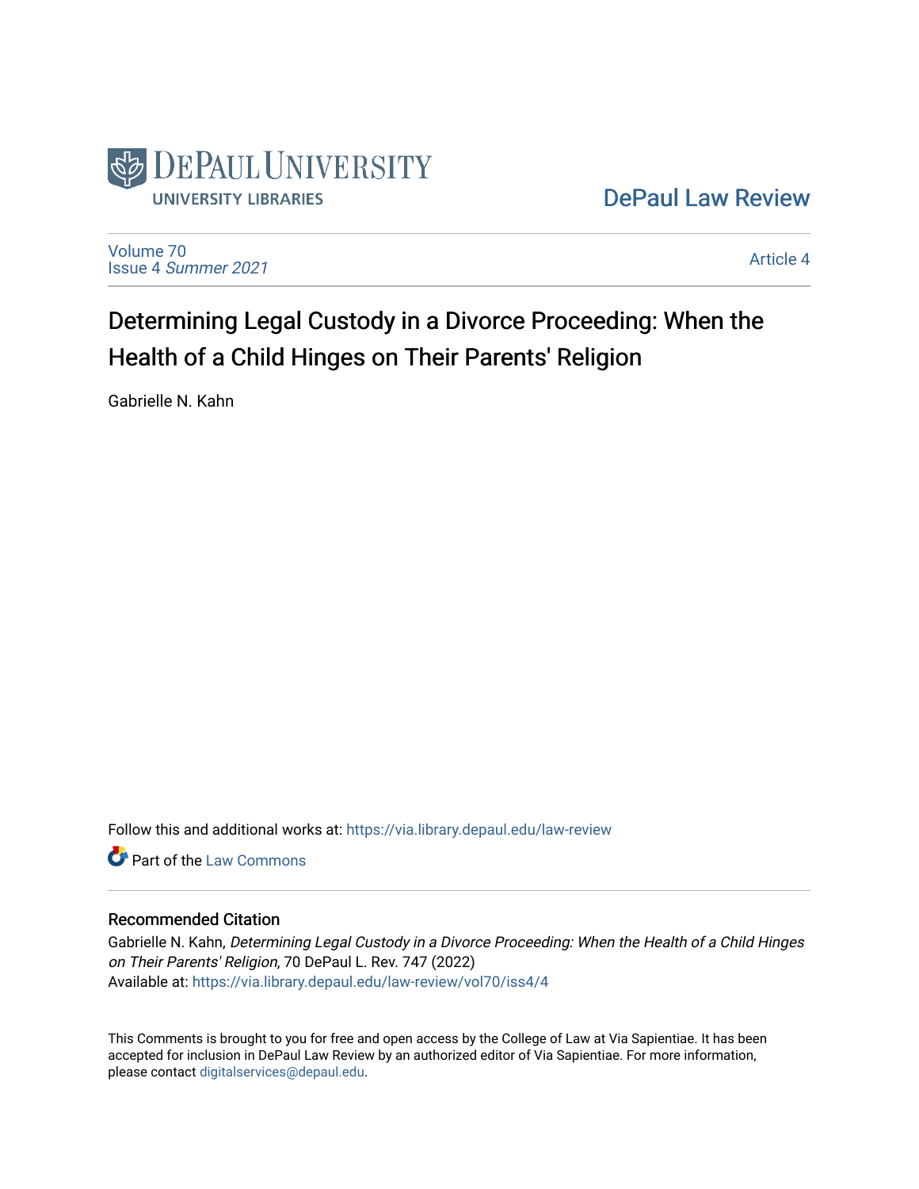DePaul University Libraries

DePaul Law Review

Volume 70
Issue 4 *Summer 2021*

Article 4

# Determining Legal Custody in a Divorce Proceeding: When the Health of a Child Hinges on Their Parents' Religion

Gabrielle N. Kahn

Follow this and additional works at: https://via.library.depaul.edu/law-review

Part of the Law Commons

## Recommended Citation

Gabrielle N. Kahn, *Determining Legal Custody in a Divorce Proceeding: When the Health of a Child Hinges on Their Parents' Religion*, 70 DePaul L. Rev. 747 (2022)
Available at: https://via.library.depaul.edu/law-review/vol70/iss4/4

This Comments is brought to you for free and open access by the College of Law at Via Sapientiae. It has been accepted for inclusion in DePaul Law Review by an authorized editor of Via Sapientiae. For more information, please contact digitalservices@depaul.edu.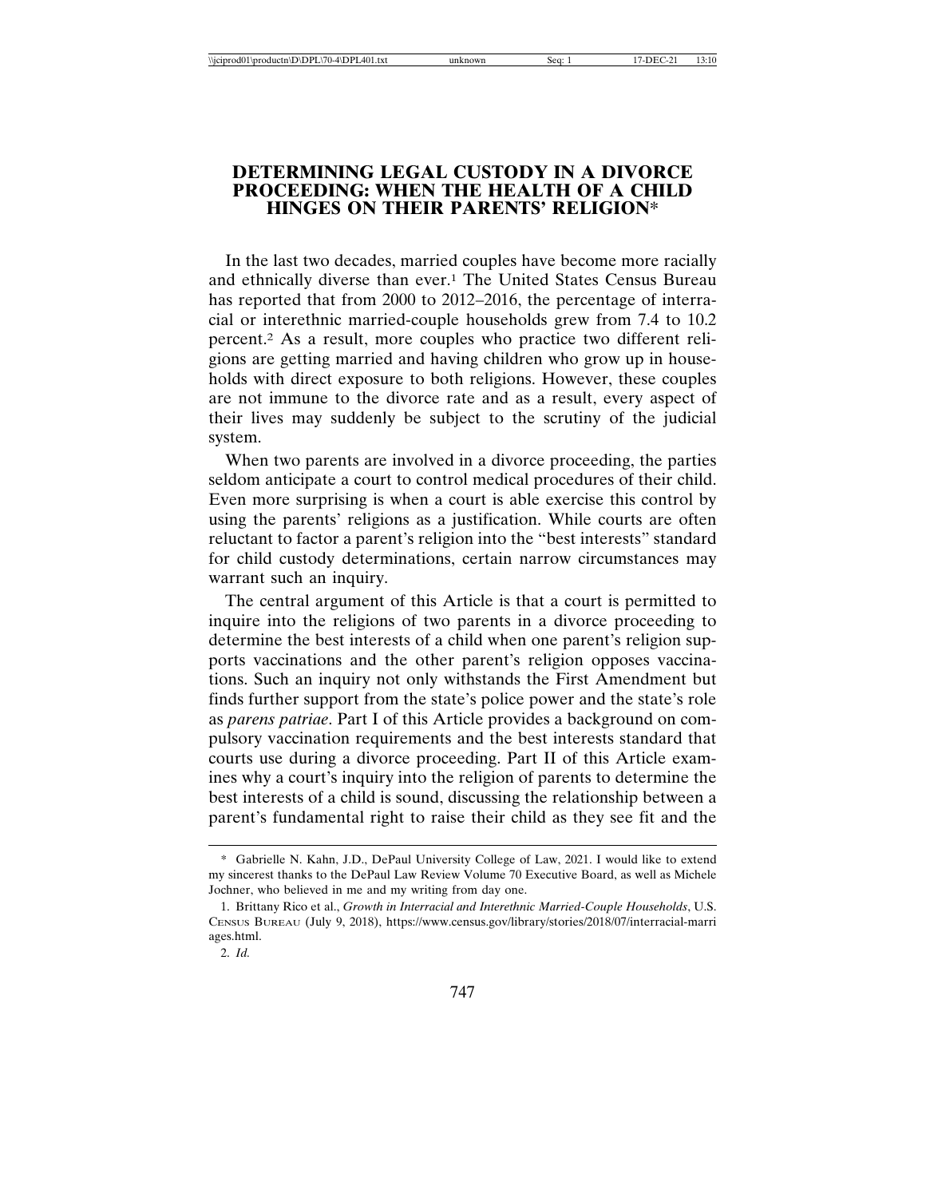# DETERMINING LEGAL CUSTODY IN A DIVORCE PROCEEDING: WHEN THE HEALTH OF A CHILD HINGES ON THEIR PARENTS' RELIGION*

In the last two decades, married couples have become more racially and ethnically diverse than ever.[1] The United States Census Bureau has reported that from 2000 to 2012–2016, the percentage of interracial or interethnic married-couple households grew from 7.4 to 10.2 percent.[2] As a result, more couples who practice two different religions are getting married and having children who grow up in households with direct exposure to both religions. However, these couples are not immune to the divorce rate and as a result, every aspect of their lives may suddenly be subject to the scrutiny of the judicial system.

When two parents are involved in a divorce proceeding, the parties seldom anticipate a court to control medical procedures of their child. Even more surprising is when a court is able exercise this control by using the parents' religions as a justification. While courts are often reluctant to factor a parent's religion into the "best interests" standard for child custody determinations, certain narrow circumstances may warrant such an inquiry.

The central argument of this Article is that a court is permitted to inquire into the religions of two parents in a divorce proceeding to determine the best interests of a child when one parent's religion supports vaccinations and the other parent's religion opposes vaccinations. Such an inquiry not only withstands the First Amendment but finds further support from the state's police power and the state's role as *parens patriae*. Part I of this Article provides a background on compulsory vaccination requirements and the best interests standard that courts use during a divorce proceeding. Part II of this Article examines why a court's inquiry into the religion of parents to determine the best interests of a child is sound, discussing the relationship between a parent's fundamental right to raise their child as they see fit and the

---

\* Gabrielle N. Kahn, J.D., DePaul University College of Law, 2021. I would like to extend my sincerest thanks to the DePaul Law Review Volume 70 Executive Board, as well as Michele Jochner, who believed in me and my writing from day one.

1. Brittany Rico et al., *Growth in Interracial and Interethnic Married-Couple Households*, U.S. Census Bureau (July 9, 2018), https://www.census.gov/library/stories/2018/07/interracial-marriages.html.

2. *Id.*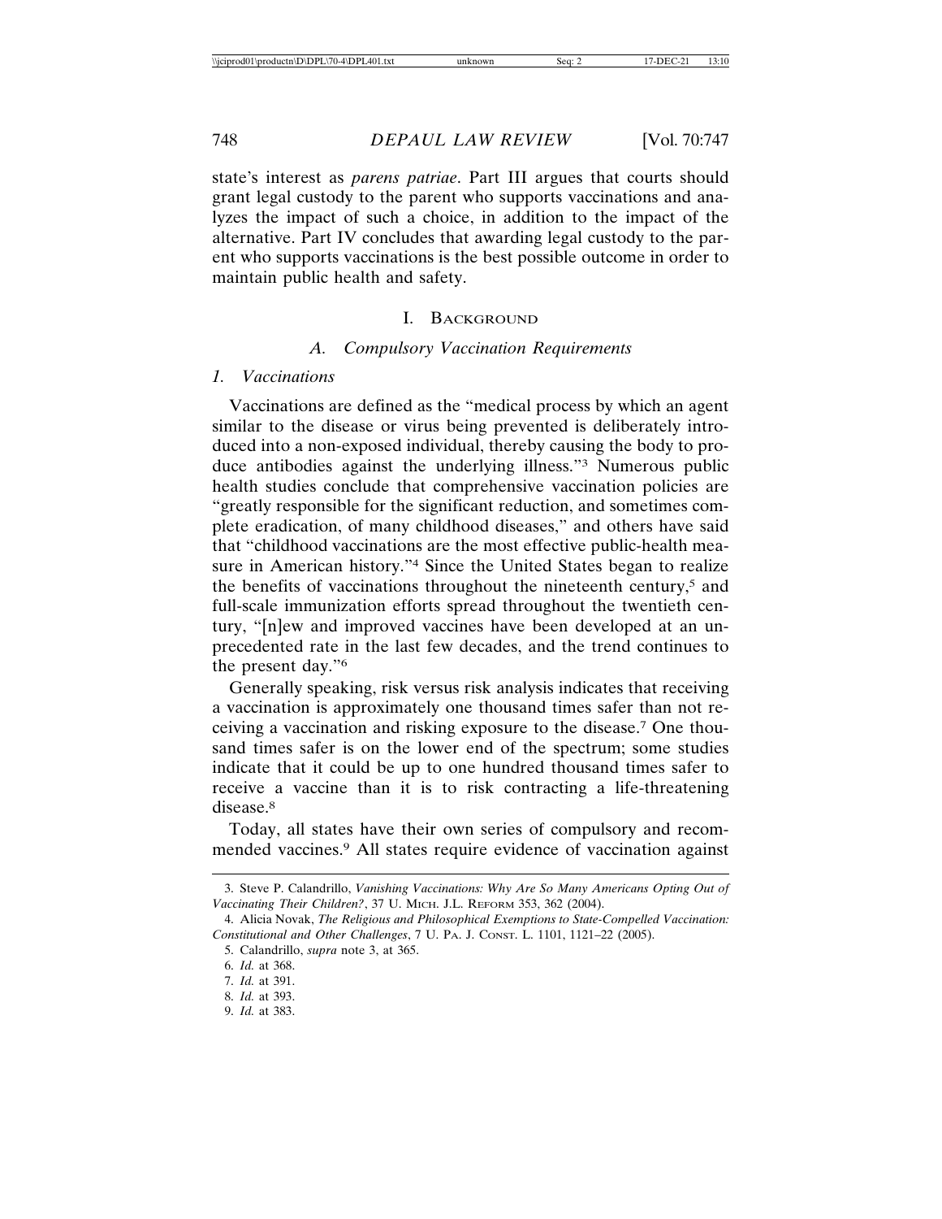state's interest as *parens patriae*. Part III argues that courts should grant legal custody to the parent who supports vaccinations and analyzes the impact of such a choice, in addition to the impact of the alternative. Part IV concludes that awarding legal custody to the parent who supports vaccinations is the best possible outcome in order to maintain public health and safety.

## I. Background

### *A. Compulsory Vaccination Requirements*

#### *1. Vaccinations*

Vaccinations are defined as the "medical process by which an agent similar to the disease or virus being prevented is deliberately introduced into a non-exposed individual, thereby causing the body to produce antibodies against the underlying illness."[3] Numerous public health studies conclude that comprehensive vaccination policies are "greatly responsible for the significant reduction, and sometimes complete eradication, of many childhood diseases," and others have said that "childhood vaccinations are the most effective public-health measure in American history."[4] Since the United States began to realize the benefits of vaccinations throughout the nineteenth century,[5] and full-scale immunization efforts spread throughout the twentieth century, "[n]ew and improved vaccines have been developed at an unprecedented rate in the last few decades, and the trend continues to the present day."[6]

Generally speaking, risk versus risk analysis indicates that receiving a vaccination is approximately one thousand times safer than not receiving a vaccination and risking exposure to the disease.[7] One thousand times safer is on the lower end of the spectrum; some studies indicate that it could be up to one hundred thousand times safer to receive a vaccine than it is to risk contracting a life-threatening disease.[8]

Today, all states have their own series of compulsory and recommended vaccines.[9] All states require evidence of vaccination against

---

3. Steve P. Calandrillo, *Vanishing Vaccinations: Why Are So Many Americans Opting Out of Vaccinating Their Children?*, 37 U. Mich. J.L. Reform 353, 362 (2004).

4. Alicia Novak, *The Religious and Philosophical Exemptions to State-Compelled Vaccination: Constitutional and Other Challenges*, 7 U. Pa. J. Const. L. 1101, 1121–22 (2005).

5. Calandrillo, *supra* note 3, at 365.

6. *Id.* at 368.

7. *Id.* at 391.

8. *Id.* at 393.

9. *Id.* at 383.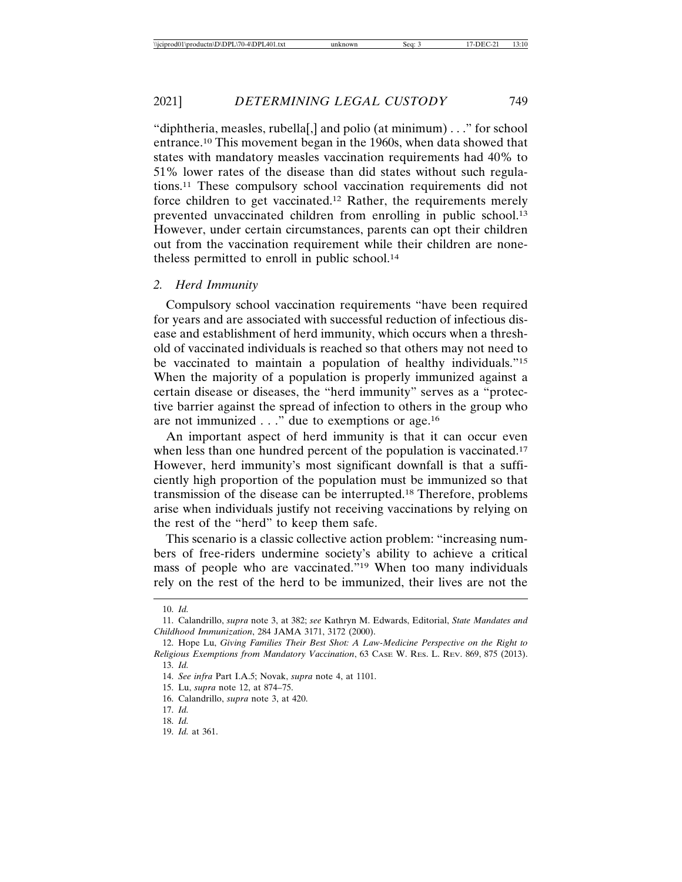"diphtheria, measles, rubella[,] and polio (at minimum) . . ." for school entrance.[10] This movement began in the 1960s, when data showed that states with mandatory measles vaccination requirements had 40% to 51% lower rates of the disease than did states without such regulations.[11] These compulsory school vaccination requirements did not force children to get vaccinated.[12] Rather, the requirements merely prevented unvaccinated children from enrolling in public school.[13] However, under certain circumstances, parents can opt their children out from the vaccination requirement while their children are nonetheless permitted to enroll in public school.[14]

### 2. *Herd Immunity*

Compulsory school vaccination requirements "have been required for years and are associated with successful reduction of infectious disease and establishment of herd immunity, which occurs when a threshold of vaccinated individuals is reached so that others may not need to be vaccinated to maintain a population of healthy individuals."[15] When the majority of a population is properly immunized against a certain disease or diseases, the "herd immunity" serves as a "protective barrier against the spread of infection to others in the group who are not immunized . . ." due to exemptions or age.[16]

An important aspect of herd immunity is that it can occur even when less than one hundred percent of the population is vaccinated.[17] However, herd immunity's most significant downfall is that a sufficiently high proportion of the population must be immunized so that transmission of the disease can be interrupted.[18] Therefore, problems arise when individuals justify not receiving vaccinations by relying on the rest of the "herd" to keep them safe.

This scenario is a classic collective action problem: "increasing numbers of free-riders undermine society's ability to achieve a critical mass of people who are vaccinated."[19] When too many individuals rely on the rest of the herd to be immunized, their lives are not the

---

10. *Id.*

11. Calandrillo, *supra* note 3, at 382; *see* Kathryn M. Edwards, Editorial, *State Mandates and Childhood Immunization*, 284 JAMA 3171, 3172 (2000).

12. Hope Lu, *Giving Families Their Best Shot: A Law-Medicine Perspective on the Right to Religious Exemptions from Mandatory Vaccination*, 63 CASE W. RES. L. REV. 869, 875 (2013).

13. *Id.*

14. *See infra* Part I.A.5; Novak, *supra* note 4, at 1101.

15. Lu, *supra* note 12, at 874–75.

16. Calandrillo, *supra* note 3, at 420.

17. *Id.*

18. *Id.*

19. *Id.* at 361.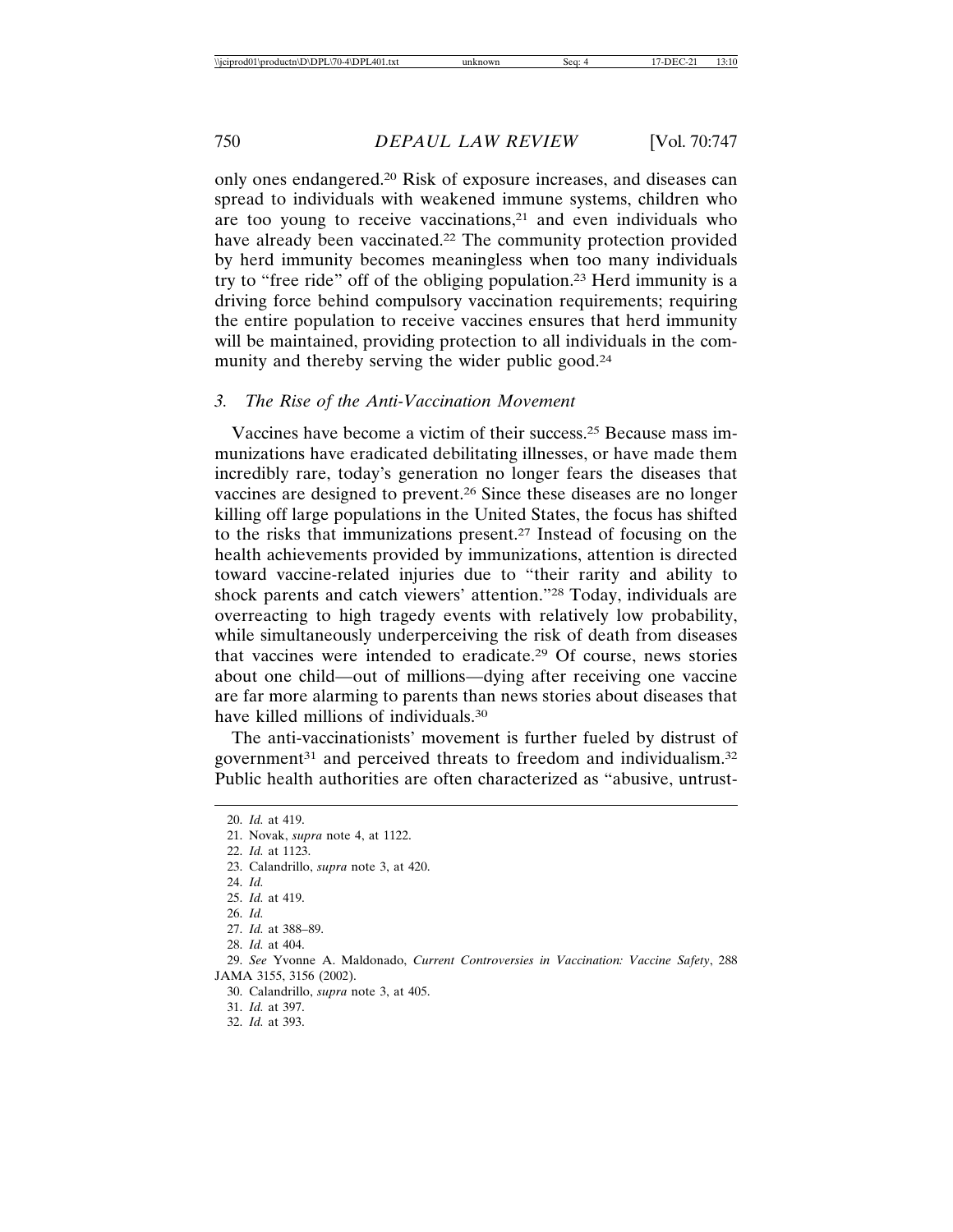only ones endangered.[20] Risk of exposure increases, and diseases can spread to individuals with weakened immune systems, children who are too young to receive vaccinations,[21] and even individuals who have already been vaccinated.[22] The community protection provided by herd immunity becomes meaningless when too many individuals try to "free ride" off of the obliging population.[23] Herd immunity is a driving force behind compulsory vaccination requirements; requiring the entire population to receive vaccines ensures that herd immunity will be maintained, providing protection to all individuals in the community and thereby serving the wider public good.[24]

### 3. *The Rise of the Anti-Vaccination Movement*

Vaccines have become a victim of their success.[25] Because mass immunizations have eradicated debilitating illnesses, or have made them incredibly rare, today's generation no longer fears the diseases that vaccines are designed to prevent.[26] Since these diseases are no longer killing off large populations in the United States, the focus has shifted to the risks that immunizations present.[27] Instead of focusing on the health achievements provided by immunizations, attention is directed toward vaccine-related injuries due to "their rarity and ability to shock parents and catch viewers' attention."[28] Today, individuals are overreacting to high tragedy events with relatively low probability, while simultaneously underperceiving the risk of death from diseases that vaccines were intended to eradicate.[29] Of course, news stories about one child—out of millions—dying after receiving one vaccine are far more alarming to parents than news stories about diseases that have killed millions of individuals.[30]

The anti-vaccinationists' movement is further fueled by distrust of government[31] and perceived threats to freedom and individualism.[32] Public health authorities are often characterized as "abusive, untrust-

---

20. *Id.* at 419.
21. Novak, *supra* note 4, at 1122.
22. *Id.* at 1123.
23. Calandrillo, *supra* note 3, at 420.
24. *Id.*
25. *Id.* at 419.
26. *Id.*
27. *Id.* at 388–89.
28. *Id.* at 404.
29. *See* Yvonne A. Maldonado, *Current Controversies in Vaccination: Vaccine Safety*, 288 JAMA 3155, 3156 (2002).
30. Calandrillo, *supra* note 3, at 405.
31. *Id.* at 397.
32. *Id.* at 393.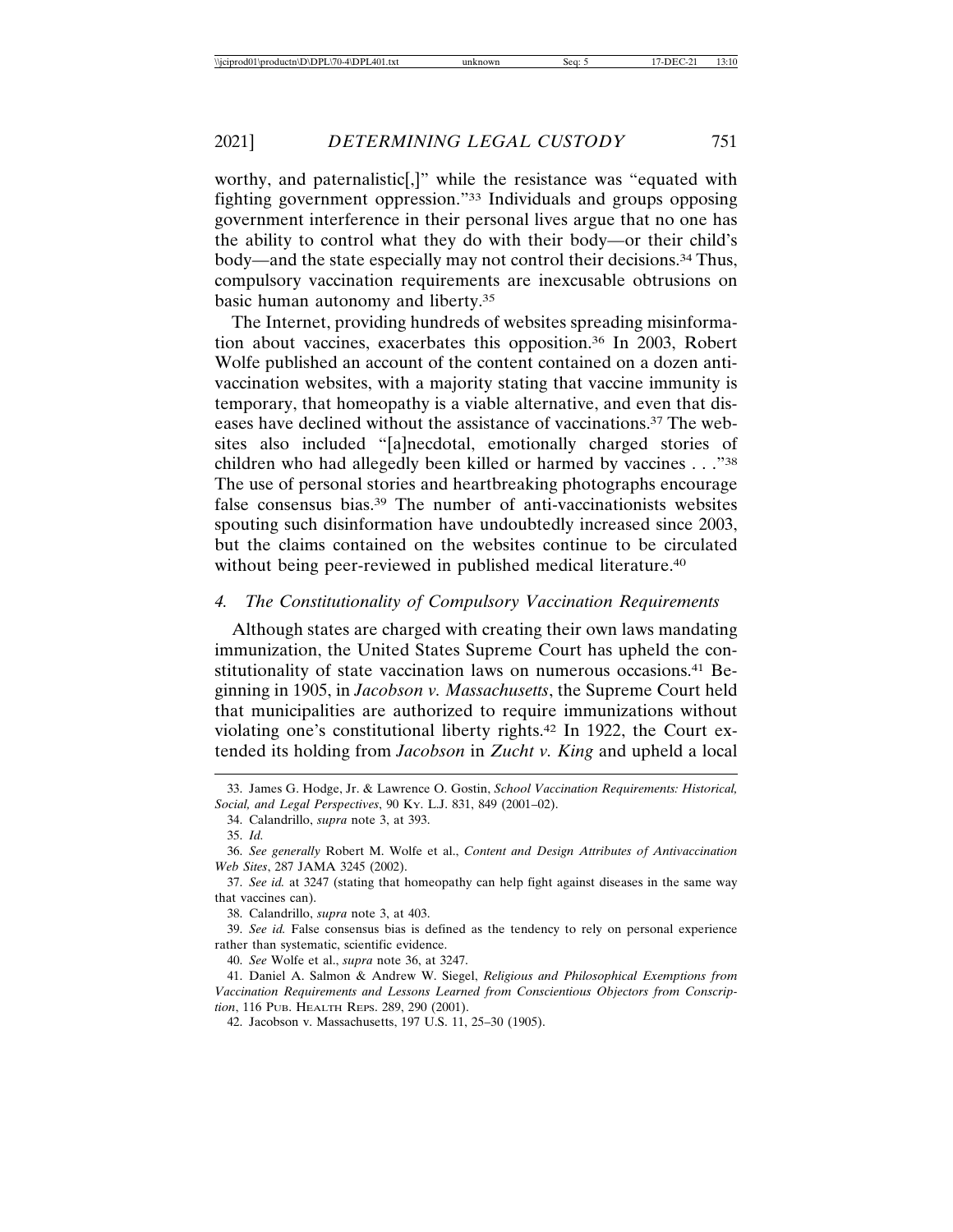worthy, and paternalistic[,]" while the resistance was "equated with fighting government oppression."[33] Individuals and groups opposing government interference in their personal lives argue that no one has the ability to control what they do with their body—or their child's body—and the state especially may not control their decisions.[34] Thus, compulsory vaccination requirements are inexcusable obtrusions on basic human autonomy and liberty.[35]

The Internet, providing hundreds of websites spreading misinformation about vaccines, exacerbates this opposition.[36] In 2003, Robert Wolfe published an account of the content contained on a dozen anti-vaccination websites, with a majority stating that vaccine immunity is temporary, that homeopathy is a viable alternative, and even that diseases have declined without the assistance of vaccinations.[37] The websites also included "[a]necdotal, emotionally charged stories of children who had allegedly been killed or harmed by vaccines . . ."[38] The use of personal stories and heartbreaking photographs encourage false consensus bias.[39] The number of anti-vaccinationists websites spouting such disinformation have undoubtedly increased since 2003, but the claims contained on the websites continue to be circulated without being peer-reviewed in published medical literature.[40]

### *4. The Constitutionality of Compulsory Vaccination Requirements*

Although states are charged with creating their own laws mandating immunization, the United States Supreme Court has upheld the constitutionality of state vaccination laws on numerous occasions.[41] Beginning in 1905, in *Jacobson v. Massachusetts*, the Supreme Court held that municipalities are authorized to require immunizations without violating one's constitutional liberty rights.[42] In 1922, the Court extended its holding from *Jacobson* in *Zucht v. King* and upheld a local

33. James G. Hodge, Jr. & Lawrence O. Gostin, *School Vaccination Requirements: Historical, Social, and Legal Perspectives*, 90 KY. L.J. 831, 849 (2001–02).

34. Calandrillo, *supra* note 3, at 393.

35. *Id.*

36. *See generally* Robert M. Wolfe et al., *Content and Design Attributes of Antivaccination Web Sites*, 287 JAMA 3245 (2002).

37. *See id.* at 3247 (stating that homeopathy can help fight against diseases in the same way that vaccines can).

38. Calandrillo, *supra* note 3, at 403.

39. *See id.* False consensus bias is defined as the tendency to rely on personal experience rather than systematic, scientific evidence.

40. *See* Wolfe et al., *supra* note 36, at 3247.

41. Daniel A. Salmon & Andrew W. Siegel, *Religious and Philosophical Exemptions from Vaccination Requirements and Lessons Learned from Conscientious Objectors from Conscription*, 116 PUB. HEALTH REPS. 289, 290 (2001).

42. Jacobson v. Massachusetts, 197 U.S. 11, 25–30 (1905).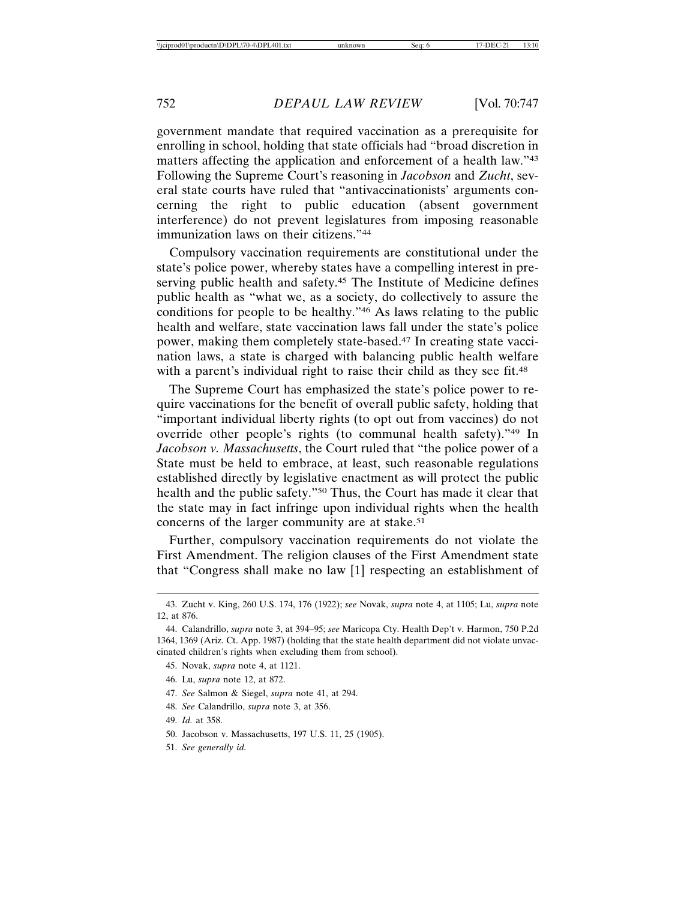government mandate that required vaccination as a prerequisite for enrolling in school, holding that state officials had "broad discretion in matters affecting the application and enforcement of a health law."[43] Following the Supreme Court's reasoning in *Jacobson* and *Zucht*, several state courts have ruled that "antivaccinationists' arguments concerning the right to public education (absent government interference) do not prevent legislatures from imposing reasonable immunization laws on their citizens."[44]

Compulsory vaccination requirements are constitutional under the state's police power, whereby states have a compelling interest in preserving public health and safety.[45] The Institute of Medicine defines public health as "what we, as a society, do collectively to assure the conditions for people to be healthy."[46] As laws relating to the public health and welfare, state vaccination laws fall under the state's police power, making them completely state-based.[47] In creating state vaccination laws, a state is charged with balancing public health welfare with a parent's individual right to raise their child as they see fit.[48]

The Supreme Court has emphasized the state's police power to require vaccinations for the benefit of overall public safety, holding that "important individual liberty rights (to opt out from vaccines) do not override other people's rights (to communal health safety)."[49] In *Jacobson v. Massachusetts*, the Court ruled that "the police power of a State must be held to embrace, at least, such reasonable regulations established directly by legislative enactment as will protect the public health and the public safety."[50] Thus, the Court has made it clear that the state may in fact infringe upon individual rights when the health concerns of the larger community are at stake.[51]

Further, compulsory vaccination requirements do not violate the First Amendment. The religion clauses of the First Amendment state that "Congress shall make no law [1] respecting an establishment of

---

43. Zucht v. King, 260 U.S. 174, 176 (1922); *see* Novak, *supra* note 4, at 1105; Lu, *supra* note 12, at 876.

44. Calandrillo, *supra* note 3, at 394–95; *see* Maricopa Cty. Health Dep't v. Harmon, 750 P.2d 1364, 1369 (Ariz. Ct. App. 1987) (holding that the state health department did not violate unvaccinated children's rights when excluding them from school).

45. Novak, *supra* note 4, at 1121.

46. Lu, *supra* note 12, at 872.

47. *See* Salmon & Siegel, *supra* note 41, at 294.

48. *See* Calandrillo, *supra* note 3, at 356.

49. *Id.* at 358.

50. Jacobson v. Massachusetts, 197 U.S. 11, 25 (1905).

51. *See generally id.*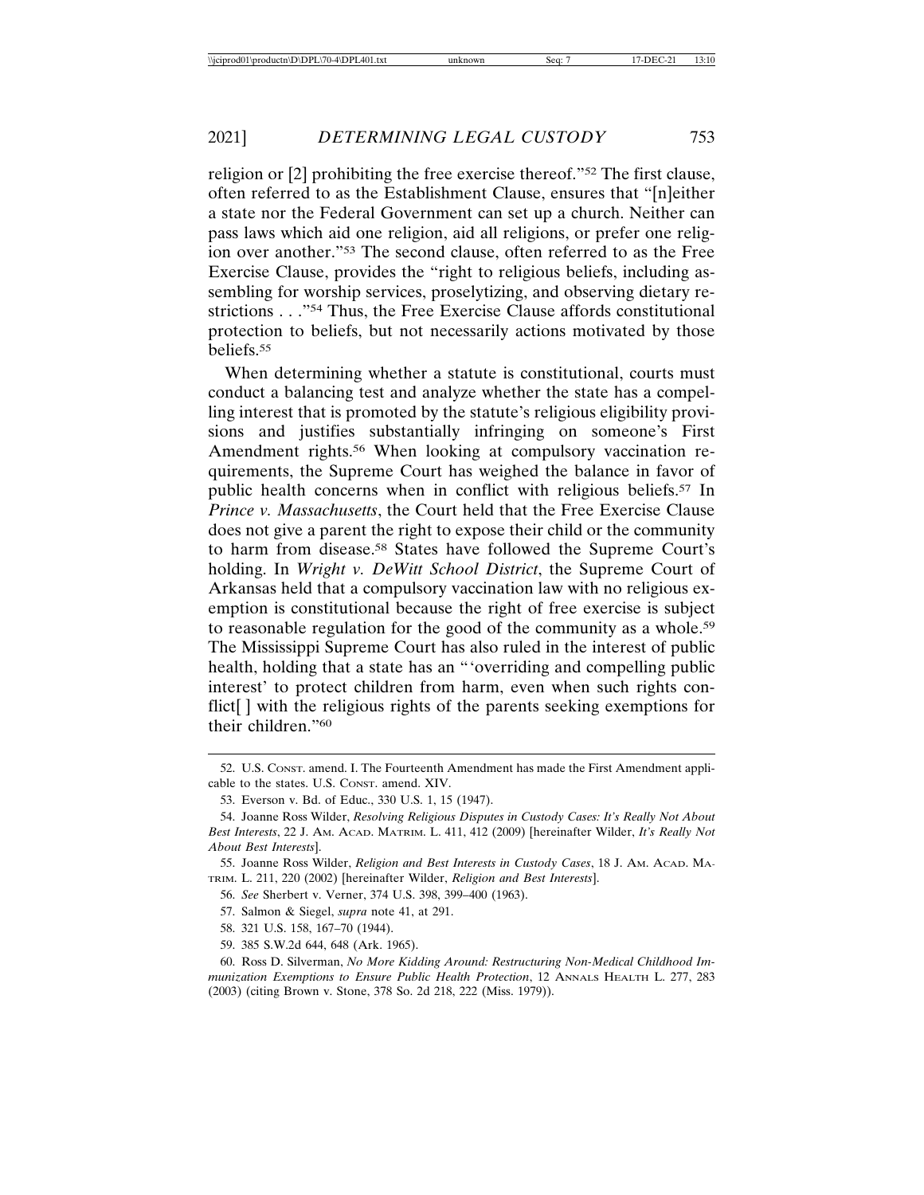religion or [2] prohibiting the free exercise thereof."[52] The first clause, often referred to as the Establishment Clause, ensures that "[n]either a state nor the Federal Government can set up a church. Neither can pass laws which aid one religion, aid all religions, or prefer one religion over another."[53] The second clause, often referred to as the Free Exercise Clause, provides the "right to religious beliefs, including assembling for worship services, proselytizing, and observing dietary restrictions . . ."[54] Thus, the Free Exercise Clause affords constitutional protection to beliefs, but not necessarily actions motivated by those beliefs.[55]

When determining whether a statute is constitutional, courts must conduct a balancing test and analyze whether the state has a compelling interest that is promoted by the statute's religious eligibility provisions and justifies substantially infringing on someone's First Amendment rights.[56] When looking at compulsory vaccination requirements, the Supreme Court has weighed the balance in favor of public health concerns when in conflict with religious beliefs.[57] In *Prince v. Massachusetts*, the Court held that the Free Exercise Clause does not give a parent the right to expose their child or the community to harm from disease.[58] States have followed the Supreme Court's holding. In *Wright v. DeWitt School District*, the Supreme Court of Arkansas held that a compulsory vaccination law with no religious exemption is constitutional because the right of free exercise is subject to reasonable regulation for the good of the community as a whole.[59] The Mississippi Supreme Court has also ruled in the interest of public health, holding that a state has an "'overriding and compelling public interest' to protect children from harm, even when such rights conflict[ ] with the religious rights of the parents seeking exemptions for their children."[60]

---

52. U.S. Const. amend. I. The Fourteenth Amendment has made the First Amendment applicable to the states. U.S. Const. amend. XIV.

53. Everson v. Bd. of Educ., 330 U.S. 1, 15 (1947).

54. Joanne Ross Wilder, *Resolving Religious Disputes in Custody Cases: It's Really Not About Best Interests*, 22 J. Am. Acad. Matrim. L. 411, 412 (2009) [hereinafter Wilder, *It's Really Not About Best Interests*].

55. Joanne Ross Wilder, *Religion and Best Interests in Custody Cases*, 18 J. Am. Acad. Matrim. L. 211, 220 (2002) [hereinafter Wilder, *Religion and Best Interests*].

56. *See* Sherbert v. Verner, 374 U.S. 398, 399–400 (1963).

57. Salmon & Siegel, *supra* note 41, at 291.

58. 321 U.S. 158, 167–70 (1944).

59. 385 S.W.2d 644, 648 (Ark. 1965).

60. Ross D. Silverman, *No More Kidding Around: Restructuring Non-Medical Childhood Immunization Exemptions to Ensure Public Health Protection*, 12 Annals Health L. 277, 283 (2003) (citing Brown v. Stone, 378 So. 2d 218, 222 (Miss. 1979)).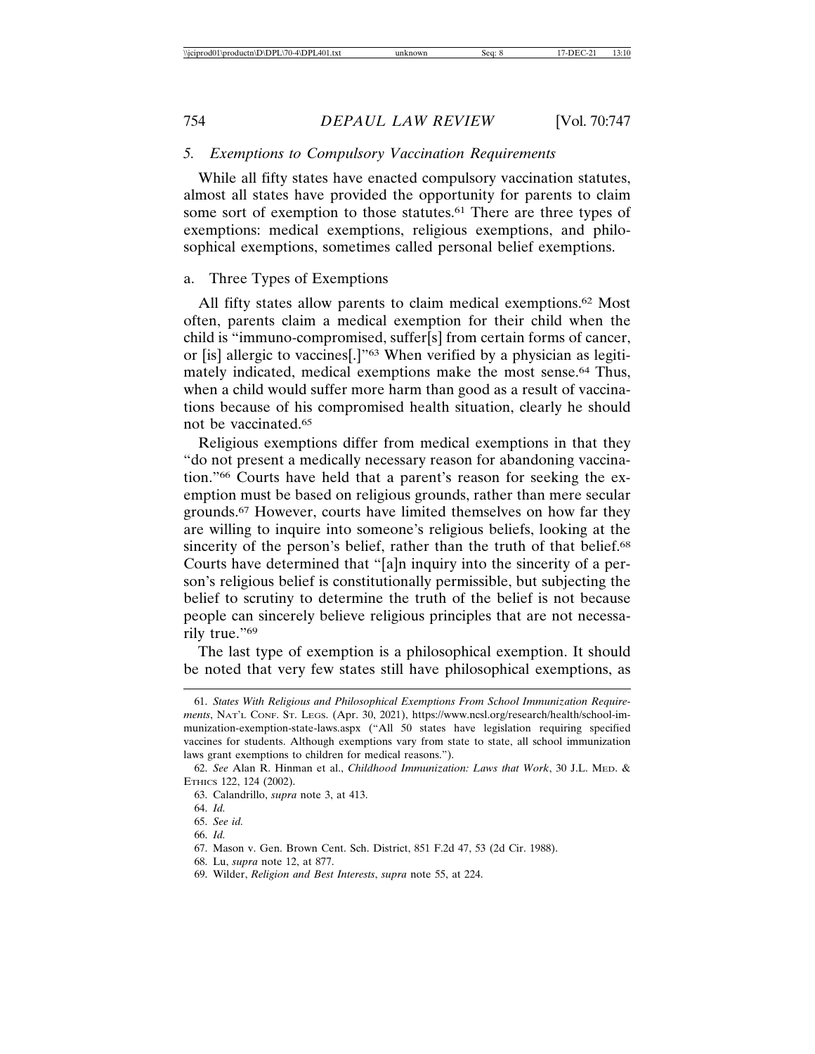### 5. *Exemptions to Compulsory Vaccination Requirements*

While all fifty states have enacted compulsory vaccination statutes, almost all states have provided the opportunity for parents to claim some sort of exemption to those statutes.[61] There are three types of exemptions: medical exemptions, religious exemptions, and philosophical exemptions, sometimes called personal belief exemptions.

#### a. Three Types of Exemptions

All fifty states allow parents to claim medical exemptions.[62] Most often, parents claim a medical exemption for their child when the child is "immuno-compromised, suffer[s] from certain forms of cancer, or [is] allergic to vaccines[.]"[63] When verified by a physician as legitimately indicated, medical exemptions make the most sense.[64] Thus, when a child would suffer more harm than good as a result of vaccinations because of his compromised health situation, clearly he should not be vaccinated.[65]

Religious exemptions differ from medical exemptions in that they "do not present a medically necessary reason for abandoning vaccination."[66] Courts have held that a parent's reason for seeking the exemption must be based on religious grounds, rather than mere secular grounds.[67] However, courts have limited themselves on how far they are willing to inquire into someone's religious beliefs, looking at the sincerity of the person's belief, rather than the truth of that belief.[68] Courts have determined that "[a]n inquiry into the sincerity of a person's religious belief is constitutionally permissible, but subjecting the belief to scrutiny to determine the truth of the belief is not because people can sincerely believe religious principles that are not necessarily true."[69]

The last type of exemption is a philosophical exemption. It should be noted that very few states still have philosophical exemptions, as

---

61. *States With Religious and Philosophical Exemptions From School Immunization Requirements*, NAT'L CONF. ST. LEGS. (Apr. 30, 2021), https://www.ncsl.org/research/health/school-immunization-exemption-state-laws.aspx ("All 50 states have legislation requiring specified vaccines for students. Although exemptions vary from state to state, all school immunization laws grant exemptions to children for medical reasons.").

62. *See* Alan R. Hinman et al., *Childhood Immunization: Laws that Work*, 30 J.L. MED. & ETHICS 122, 124 (2002).

63. Calandrillo, *supra* note 3, at 413.

64. *Id.*

65. *See id.*

66. *Id.*

67. Mason v. Gen. Brown Cent. Sch. District, 851 F.2d 47, 53 (2d Cir. 1988).

68. Lu, *supra* note 12, at 877.

69. Wilder, *Religion and Best Interests*, *supra* note 55, at 224.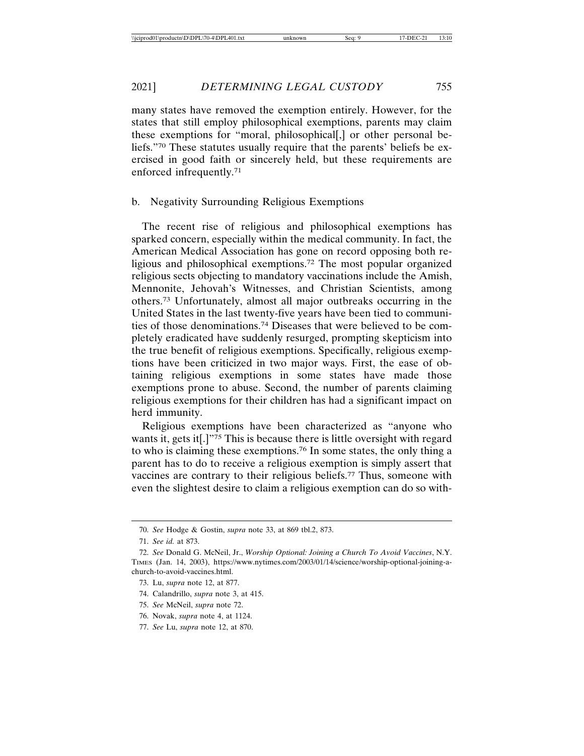many states have removed the exemption entirely. However, for the states that still employ philosophical exemptions, parents may claim these exemptions for "moral, philosophical[,] or other personal beliefs."[70] These statutes usually require that the parents' beliefs be exercised in good faith or sincerely held, but these requirements are enforced infrequently.[71]

b. Negativity Surrounding Religious Exemptions

The recent rise of religious and philosophical exemptions has sparked concern, especially within the medical community. In fact, the American Medical Association has gone on record opposing both religious and philosophical exemptions.[72] The most popular organized religious sects objecting to mandatory vaccinations include the Amish, Mennonite, Jehovah's Witnesses, and Christian Scientists, among others.[73] Unfortunately, almost all major outbreaks occurring in the United States in the last twenty-five years have been tied to communities of those denominations.[74] Diseases that were believed to be completely eradicated have suddenly resurged, prompting skepticism into the true benefit of religious exemptions. Specifically, religious exemptions have been criticized in two major ways. First, the ease of obtaining religious exemptions in some states have made those exemptions prone to abuse. Second, the number of parents claiming religious exemptions for their children has had a significant impact on herd immunity.

Religious exemptions have been characterized as "anyone who wants it, gets it[.]"[75] This is because there is little oversight with regard to who is claiming these exemptions.[76] In some states, the only thing a parent has to do to receive a religious exemption is simply assert that vaccines are contrary to their religious beliefs.[77] Thus, someone with even the slightest desire to claim a religious exemption can do so with-

---

70. *See* Hodge & Gostin, *supra* note 33, at 869 tbl.2, 873.

71. *See id.* at 873.

72. *See* Donald G. McNeil, Jr., *Worship Optional: Joining a Church To Avoid Vaccines*, N.Y. Times (Jan. 14, 2003), https://www.nytimes.com/2003/01/14/science/worship-optional-joining-a-church-to-avoid-vaccines.html.

73. Lu, *supra* note 12, at 877.

74. Calandrillo, *supra* note 3, at 415.

75. *See* McNeil, *supra* note 72.

76. Novak, *supra* note 4, at 1124.

77. *See* Lu, *supra* note 12, at 870.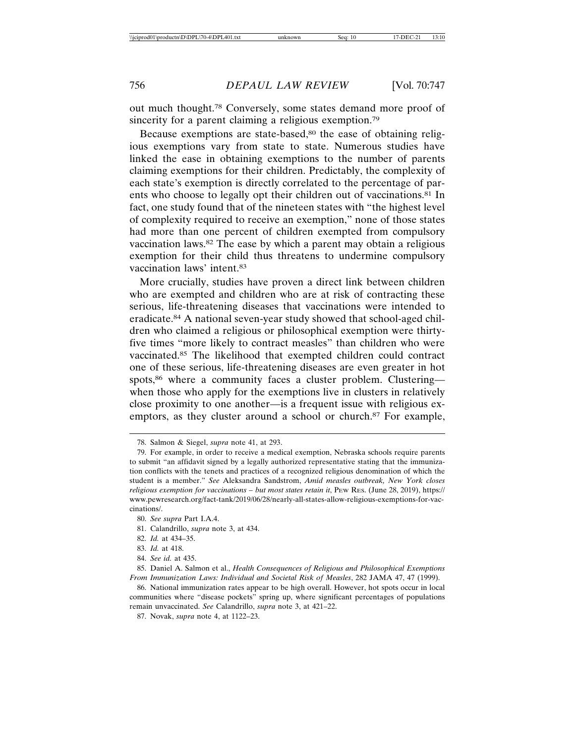out much thought.[78] Conversely, some states demand more proof of sincerity for a parent claiming a religious exemption.[79]

Because exemptions are state-based,[80] the ease of obtaining religious exemptions vary from state to state. Numerous studies have linked the ease in obtaining exemptions to the number of parents claiming exemptions for their children. Predictably, the complexity of each state's exemption is directly correlated to the percentage of parents who choose to legally opt their children out of vaccinations.[81] In fact, one study found that of the nineteen states with "the highest level of complexity required to receive an exemption," none of those states had more than one percent of children exempted from compulsory vaccination laws.[82] The ease by which a parent may obtain a religious exemption for their child thus threatens to undermine compulsory vaccination laws' intent.[83]

More crucially, studies have proven a direct link between children who are exempted and children who are at risk of contracting these serious, life-threatening diseases that vaccinations were intended to eradicate.[84] A national seven-year study showed that school-aged children who claimed a religious or philosophical exemption were thirty-five times "more likely to contract measles" than children who were vaccinated.[85] The likelihood that exempted children could contract one of these serious, life-threatening diseases are even greater in hot spots,[86] where a community faces a cluster problem. Clustering—when those who apply for the exemptions live in clusters in relatively close proximity to one another—is a frequent issue with religious exemptors, as they cluster around a school or church.[87] For example,

---

78. Salmon & Siegel, *supra* note 41, at 293.

79. For example, in order to receive a medical exemption, Nebraska schools require parents to submit "an affidavit signed by a legally authorized representative stating that the immunization conflicts with the tenets and practices of a recognized religious denomination of which the student is a member." *See* Aleksandra Sandstrom, *Amid measles outbreak, New York closes religious exemption for vaccinations – but most states retain it*, PEW RES. (June 28, 2019), https://www.pewresearch.org/fact-tank/2019/06/28/nearly-all-states-allow-religious-exemptions-for-vaccinations/.

80. *See supra* Part I.A.4.

81. Calandrillo, *supra* note 3, at 434.

82. *Id.* at 434–35.

83. *Id.* at 418.

84. *See id.* at 435.

85. Daniel A. Salmon et al., *Health Consequences of Religious and Philosophical Exemptions From Immunization Laws: Individual and Societal Risk of Measles*, 282 JAMA 47, 47 (1999).

86. National immunization rates appear to be high overall. However, hot spots occur in local communities where "disease pockets" spring up, where significant percentages of populations remain unvaccinated. *See* Calandrillo, *supra* note 3, at 421–22.

87. Novak, *supra* note 4, at 1122–23.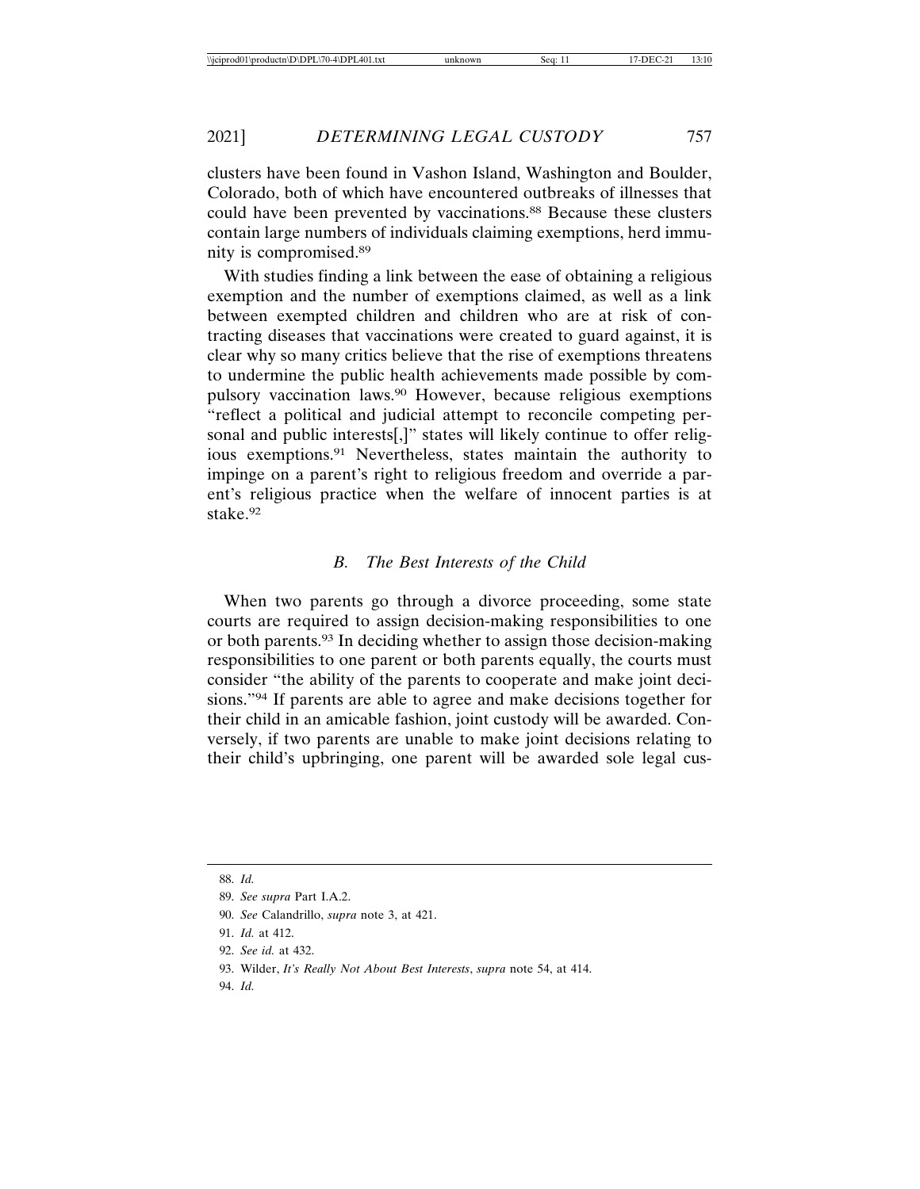clusters have been found in Vashon Island, Washington and Boulder, Colorado, both of which have encountered outbreaks of illnesses that could have been prevented by vaccinations.[88] Because these clusters contain large numbers of individuals claiming exemptions, herd immunity is compromised.[89]

With studies finding a link between the ease of obtaining a religious exemption and the number of exemptions claimed, as well as a link between exempted children and children who are at risk of contracting diseases that vaccinations were created to guard against, it is clear why so many critics believe that the rise of exemptions threatens to undermine the public health achievements made possible by compulsory vaccination laws.[90] However, because religious exemptions "reflect a political and judicial attempt to reconcile competing personal and public interests[,]" states will likely continue to offer religious exemptions.[91] Nevertheless, states maintain the authority to impinge on a parent's right to religious freedom and override a parent's religious practice when the welfare of innocent parties is at stake.[92]

### *B. The Best Interests of the Child*

When two parents go through a divorce proceeding, some state courts are required to assign decision-making responsibilities to one or both parents.[93] In deciding whether to assign those decision-making responsibilities to one parent or both parents equally, the courts must consider "the ability of the parents to cooperate and make joint decisions."[94] If parents are able to agree and make decisions together for their child in an amicable fashion, joint custody will be awarded. Conversely, if two parents are unable to make joint decisions relating to their child's upbringing, one parent will be awarded sole legal cus-

---

88. *Id.*
89. *See supra* Part I.A.2.
90. *See* Calandrillo, *supra* note 3, at 421.
91. *Id.* at 412.
92. *See id.* at 432.
93. Wilder, *It's Really Not About Best Interests*, *supra* note 54, at 414.
94. *Id.*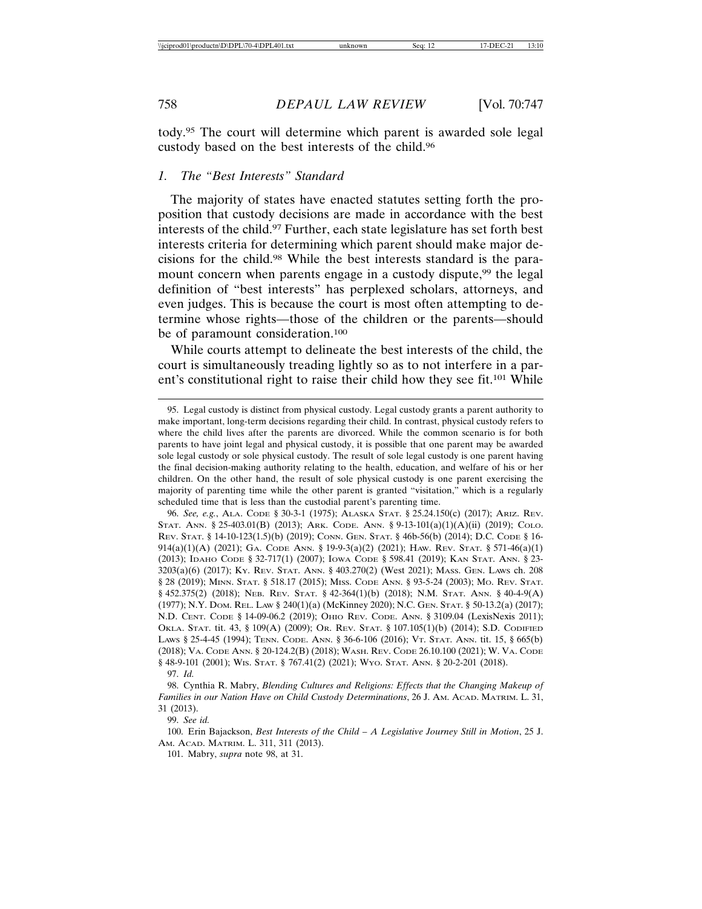tody.[95] The court will determine which parent is awarded sole legal custody based on the best interests of the child.[96]

### 1. *The "Best Interests" Standard*

The majority of states have enacted statutes setting forth the proposition that custody decisions are made in accordance with the best interests of the child.[97] Further, each state legislature has set forth best interests criteria for determining which parent should make major decisions for the child.[98] While the best interests standard is the paramount concern when parents engage in a custody dispute,[99] the legal definition of "best interests" has perplexed scholars, attorneys, and even judges. This is because the court is most often attempting to determine whose rights—those of the children or the parents—should be of paramount consideration.[100]

While courts attempt to delineate the best interests of the child, the court is simultaneously treading lightly so as to not interfere in a parent's constitutional right to raise their child how they see fit.[101] While

---

95. Legal custody is distinct from physical custody. Legal custody grants a parent authority to make important, long-term decisions regarding their child. In contrast, physical custody refers to where the child lives after the parents are divorced. While the common scenario is for both parents to have joint legal and physical custody, it is possible that one parent may be awarded sole legal custody or sole physical custody. The result of sole legal custody is one parent having the final decision-making authority relating to the health, education, and welfare of his or her children. On the other hand, the result of sole physical custody is one parent exercising the majority of parenting time while the other parent is granted "visitation," which is a regularly scheduled time that is less than the custodial parent's parenting time.

96. *See, e.g.*, ALA. CODE § 30-3-1 (1975); ALASKA STAT. § 25.24.150(c) (2017); ARIZ. REV. STAT. ANN. § 25-403.01(B) (2013); ARK. CODE. ANN. § 9-13-101(a)(1)(A)(ii) (2019); COLO. REV. STAT. § 14-10-123(1.5)(b) (2019); CONN. GEN. STAT. § 46b-56(b) (2014); D.C. CODE § 16-914(a)(1)(A) (2021); GA. CODE ANN. § 19-9-3(a)(2) (2021); HAW. REV. STAT. § 571-46(a)(1) (2013); IDAHO CODE § 32-717(1) (2007); IOWA CODE § 598.41 (2019); KAN STAT. ANN. § 23-3203(a)(6) (2017); KY. REV. STAT. ANN. § 403.270(2) (West 2021); MASS. GEN. LAWS ch. 208 § 28 (2019); MINN. STAT. § 518.17 (2015); MISS. CODE ANN. § 93-5-24 (2003); MO. REV. STAT. § 452.375(2) (2018); NEB. REV. STAT. § 42-364(1)(b) (2018); N.M. STAT. ANN. § 40-4-9(A) (1977); N.Y. DOM. REL. LAW § 240(1)(a) (McKinney 2020); N.C. GEN. STAT. § 50-13.2(a) (2017); N.D. CENT. CODE § 14-09-06.2 (2019); OHIO REV. CODE. ANN. § 3109.04 (LexisNexis 2011); OKLA. STAT. tit. 43, § 109(A) (2009); OR. REV. STAT. § 107.105(1)(b) (2014); S.D. CODIFIED LAWS § 25-4-45 (1994); TENN. CODE. ANN. § 36-6-106 (2016); VT. STAT. ANN. tit. 15, § 665(b) (2018); VA. CODE ANN. § 20-124.2(B) (2018); WASH. REV. CODE 26.10.100 (2021); W. VA. CODE § 48-9-101 (2001); WIS. STAT. § 767.41(2) (2021); WYO. STAT. ANN. § 20-2-201 (2018).

97. *Id.*

98. Cynthia R. Mabry, *Blending Cultures and Religions: Effects that the Changing Makeup of Families in our Nation Have on Child Custody Determinations*, 26 J. AM. ACAD. MATRIM. L. 31, 31 (2013).

99. *See id.*

100. Erin Bajackson, *Best Interests of the Child – A Legislative Journey Still in Motion*, 25 J. AM. ACAD. MATRIM. L. 311, 311 (2013).

101. Mabry, *supra* note 98, at 31.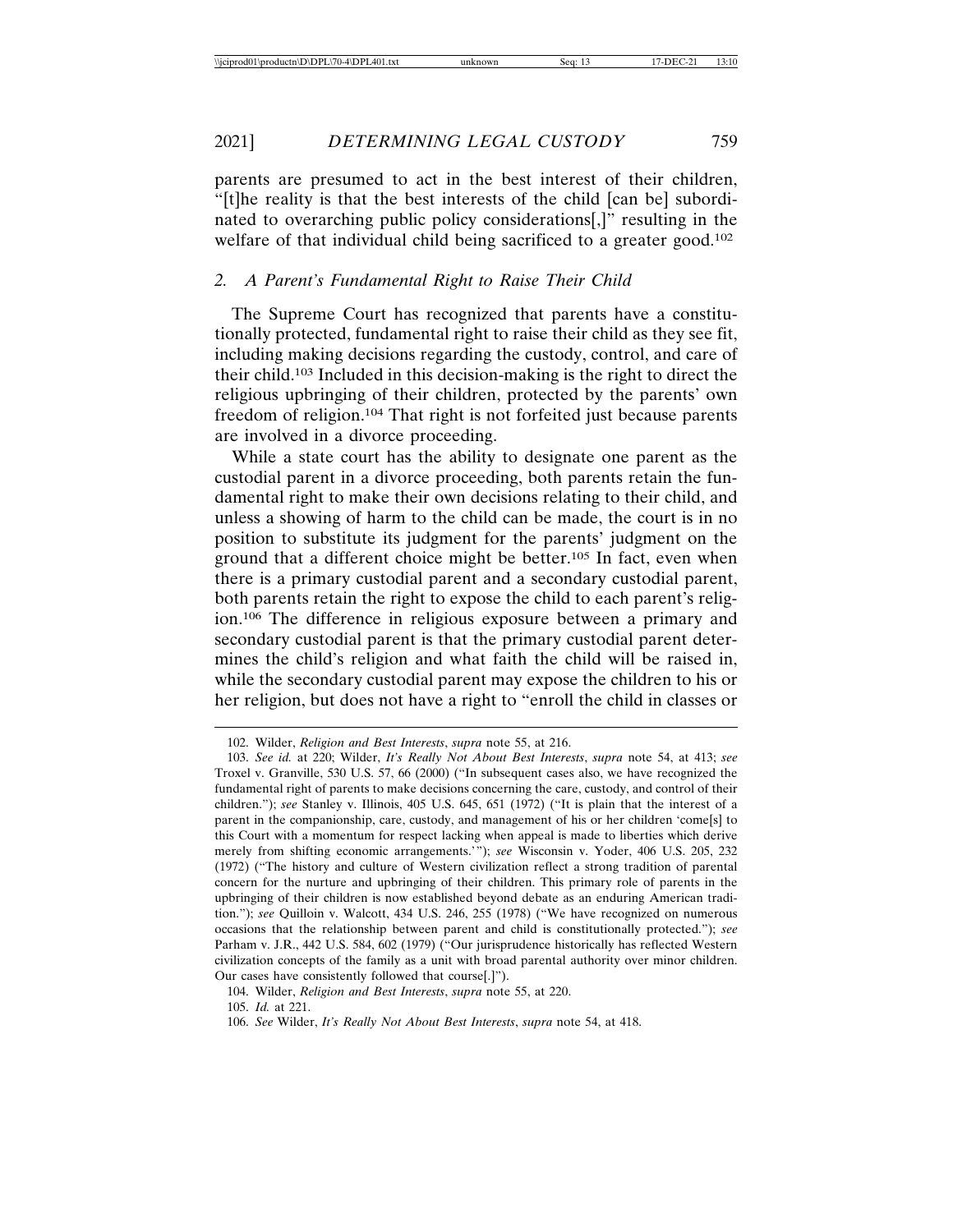parents are presumed to act in the best interest of their children, "[t]he reality is that the best interests of the child [can be] subordinated to overarching public policy considerations[,]" resulting in the welfare of that individual child being sacrificed to a greater good.[102]

### 2. A Parent's Fundamental Right to Raise Their Child

The Supreme Court has recognized that parents have a constitutionally protected, fundamental right to raise their child as they see fit, including making decisions regarding the custody, control, and care of their child.[103] Included in this decision-making is the right to direct the religious upbringing of their children, protected by the parents' own freedom of religion.[104] That right is not forfeited just because parents are involved in a divorce proceeding.

While a state court has the ability to designate one parent as the custodial parent in a divorce proceeding, both parents retain the fundamental right to make their own decisions relating to their child, and unless a showing of harm to the child can be made, the court is in no position to substitute its judgment for the parents' judgment on the ground that a different choice might be better.[105] In fact, even when there is a primary custodial parent and a secondary custodial parent, both parents retain the right to expose the child to each parent's religion.[106] The difference in religious exposure between a primary and secondary custodial parent is that the primary custodial parent determines the child's religion and what faith the child will be raised in, while the secondary custodial parent may expose the children to his or her religion, but does not have a right to "enroll the child in classes or

---

102. Wilder, *Religion and Best Interests*, *supra* note 55, at 216.

103. *See id.* at 220; Wilder, *It's Really Not About Best Interests*, *supra* note 54, at 413; *see* Troxel v. Granville, 530 U.S. 57, 66 (2000) ("In subsequent cases also, we have recognized the fundamental right of parents to make decisions concerning the care, custody, and control of their children."); *see* Stanley v. Illinois, 405 U.S. 645, 651 (1972) ("It is plain that the interest of a parent in the companionship, care, custody, and management of his or her children 'come[s] to this Court with a momentum for respect lacking when appeal is made to liberties which derive merely from shifting economic arrangements.'"); *see* Wisconsin v. Yoder, 406 U.S. 205, 232 (1972) ("The history and culture of Western civilization reflect a strong tradition of parental concern for the nurture and upbringing of their children. This primary role of parents in the upbringing of their children is now established beyond debate as an enduring American tradition."); *see* Quilloin v. Walcott, 434 U.S. 246, 255 (1978) ("We have recognized on numerous occasions that the relationship between parent and child is constitutionally protected."); *see* Parham v. J.R., 442 U.S. 584, 602 (1979) ("Our jurisprudence historically has reflected Western civilization concepts of the family as a unit with broad parental authority over minor children. Our cases have consistently followed that course[.]").

104. Wilder, *Religion and Best Interests*, *supra* note 55, at 220.

105. *Id.* at 221.

106. *See* Wilder, *It's Really Not About Best Interests*, *supra* note 54, at 418.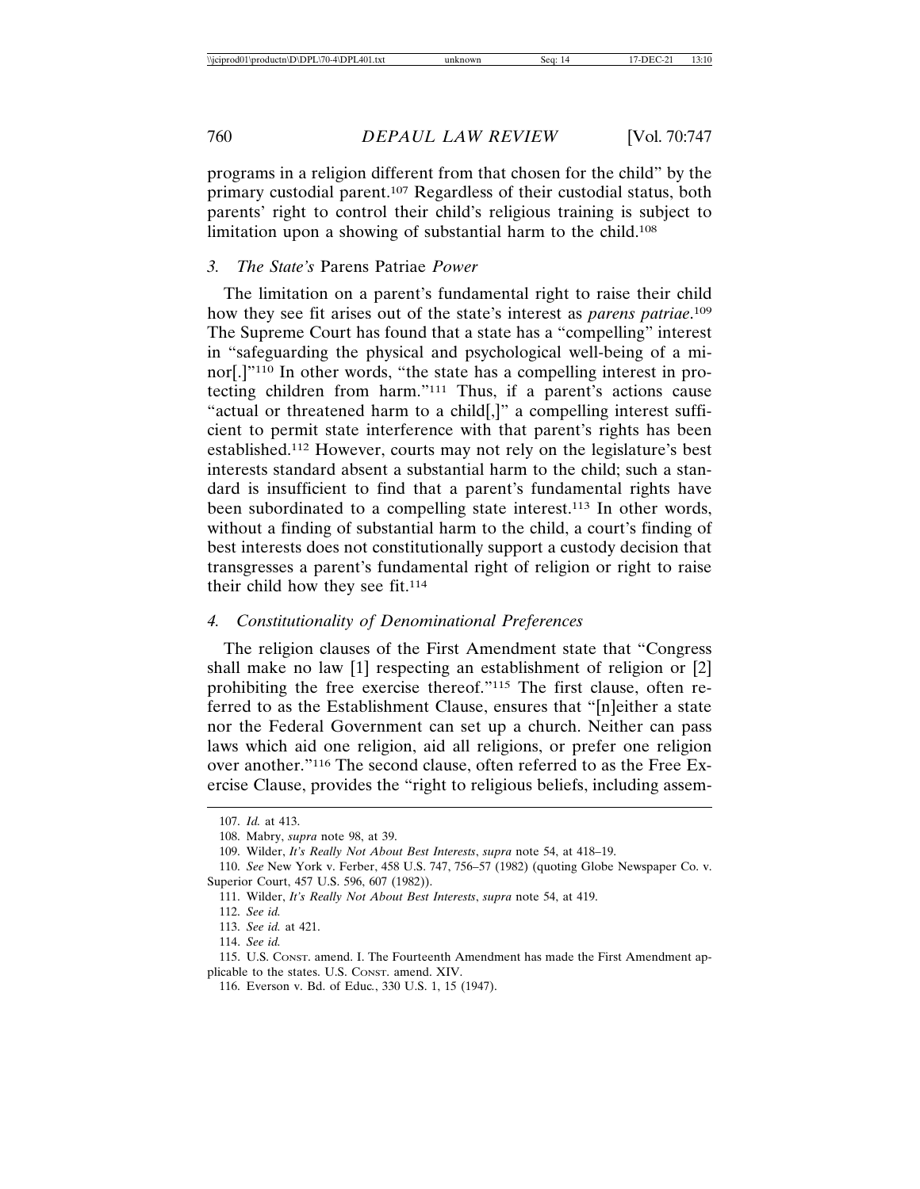programs in a religion different from that chosen for the child" by the primary custodial parent.[107] Regardless of their custodial status, both parents' right to control their child's religious training is subject to limitation upon a showing of substantial harm to the child.[108]

### *3. The State's* Parens Patriae *Power*

The limitation on a parent's fundamental right to raise their child how they see fit arises out of the state's interest as *parens patriae*.[109] The Supreme Court has found that a state has a "compelling" interest in "safeguarding the physical and psychological well-being of a minor[.]"[110] In other words, "the state has a compelling interest in protecting children from harm."[111] Thus, if a parent's actions cause "actual or threatened harm to a child[,]" a compelling interest sufficient to permit state interference with that parent's rights has been established.[112] However, courts may not rely on the legislature's best interests standard absent a substantial harm to the child; such a standard is insufficient to find that a parent's fundamental rights have been subordinated to a compelling state interest.[113] In other words, without a finding of substantial harm to the child, a court's finding of best interests does not constitutionally support a custody decision that transgresses a parent's fundamental right of religion or right to raise their child how they see fit.[114]

### *4. Constitutionality of Denominational Preferences*

The religion clauses of the First Amendment state that "Congress shall make no law [1] respecting an establishment of religion or [2] prohibiting the free exercise thereof."[115] The first clause, often referred to as the Establishment Clause, ensures that "[n]either a state nor the Federal Government can set up a church. Neither can pass laws which aid one religion, aid all religions, or prefer one religion over another."[116] The second clause, often referred to as the Free Exercise Clause, provides the "right to religious beliefs, including assem-

---

107. *Id.* at 413.

108. Mabry, *supra* note 98, at 39.

109. Wilder, *It's Really Not About Best Interests*, *supra* note 54, at 418–19.

110. *See* New York v. Ferber, 458 U.S. 747, 756–57 (1982) (quoting Globe Newspaper Co. v. Superior Court, 457 U.S. 596, 607 (1982)).

111. Wilder, *It's Really Not About Best Interests*, *supra* note 54, at 419.

112. *See id.*

113. *See id.* at 421.

114. *See id.*

115. U.S. Const. amend. I. The Fourteenth Amendment has made the First Amendment applicable to the states. U.S. Const. amend. XIV.

116. Everson v. Bd. of Educ., 330 U.S. 1, 15 (1947).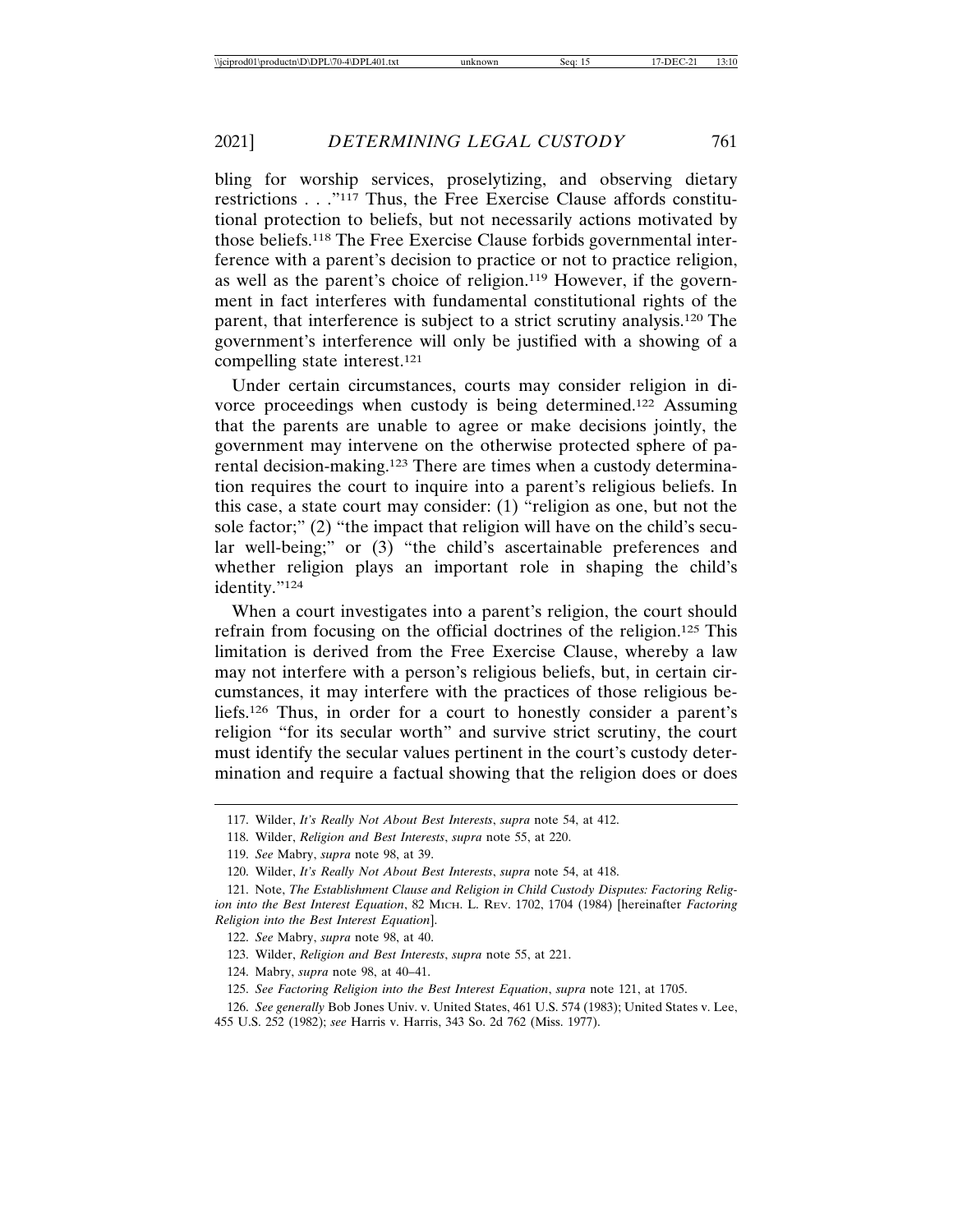bling for worship services, proselytizing, and observing dietary restrictions . . ."[117] Thus, the Free Exercise Clause affords constitutional protection to beliefs, but not necessarily actions motivated by those beliefs.[118] The Free Exercise Clause forbids governmental interference with a parent's decision to practice or not to practice religion, as well as the parent's choice of religion.[119] However, if the government in fact interferes with fundamental constitutional rights of the parent, that interference is subject to a strict scrutiny analysis.[120] The government's interference will only be justified with a showing of a compelling state interest.[121]

Under certain circumstances, courts may consider religion in divorce proceedings when custody is being determined.[122] Assuming that the parents are unable to agree or make decisions jointly, the government may intervene on the otherwise protected sphere of parental decision-making.[123] There are times when a custody determination requires the court to inquire into a parent's religious beliefs. In this case, a state court may consider: (1) "religion as one, but not the sole factor;" (2) "the impact that religion will have on the child's secular well-being;" or (3) "the child's ascertainable preferences and whether religion plays an important role in shaping the child's identity."[124]

When a court investigates into a parent's religion, the court should refrain from focusing on the official doctrines of the religion.[125] This limitation is derived from the Free Exercise Clause, whereby a law may not interfere with a person's religious beliefs, but, in certain circumstances, it may interfere with the practices of those religious beliefs.[126] Thus, in order for a court to honestly consider a parent's religion "for its secular worth" and survive strict scrutiny, the court must identify the secular values pertinent in the court's custody determination and require a factual showing that the religion does or does

---

117. Wilder, *It's Really Not About Best Interests*, *supra* note 54, at 412.

118. Wilder, *Religion and Best Interests*, *supra* note 55, at 220.

119. *See* Mabry, *supra* note 98, at 39.

120. Wilder, *It's Really Not About Best Interests*, *supra* note 54, at 418.

121. Note, *The Establishment Clause and Religion in Child Custody Disputes: Factoring Religion into the Best Interest Equation*, 82 MICH. L. REV. 1702, 1704 (1984) [hereinafter *Factoring Religion into the Best Interest Equation*].

122. *See* Mabry, *supra* note 98, at 40.

123. Wilder, *Religion and Best Interests*, *supra* note 55, at 221.

124. Mabry, *supra* note 98, at 40–41.

125. *See Factoring Religion into the Best Interest Equation*, *supra* note 121, at 1705.

126. *See generally* Bob Jones Univ. v. United States, 461 U.S. 574 (1983); United States v. Lee, 455 U.S. 252 (1982); *see* Harris v. Harris, 343 So. 2d 762 (Miss. 1977).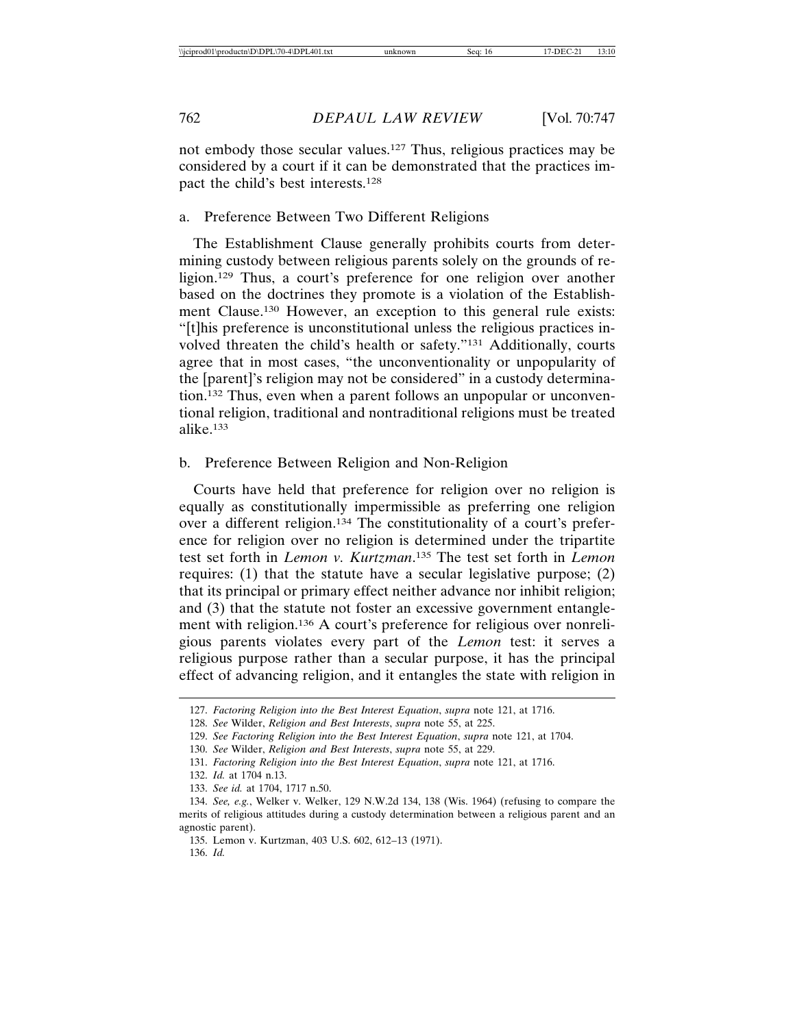not embody those secular values.[127] Thus, religious practices may be considered by a court if it can be demonstrated that the practices impact the child's best interests.[128]

a. Preference Between Two Different Religions

The Establishment Clause generally prohibits courts from determining custody between religious parents solely on the grounds of religion.[129] Thus, a court's preference for one religion over another based on the doctrines they promote is a violation of the Establishment Clause.[130] However, an exception to this general rule exists: "[t]his preference is unconstitutional unless the religious practices involved threaten the child's health or safety."[131] Additionally, courts agree that in most cases, "the unconventionality or unpopularity of the [parent]'s religion may not be considered" in a custody determination.[132] Thus, even when a parent follows an unpopular or unconventional religion, traditional and nontraditional religions must be treated alike.[133]

b. Preference Between Religion and Non-Religion

Courts have held that preference for religion over no religion is equally as constitutionally impermissible as preferring one religion over a different religion.[134] The constitutionality of a court's preference for religion over no religion is determined under the tripartite test set forth in *Lemon v. Kurtzman*.[135] The test set forth in *Lemon* requires: (1) that the statute have a secular legislative purpose; (2) that its principal or primary effect neither advance nor inhibit religion; and (3) that the statute not foster an excessive government entanglement with religion.[136] A court's preference for religious over nonreligious parents violates every part of the *Lemon* test: it serves a religious purpose rather than a secular purpose, it has the principal effect of advancing religion, and it entangles the state with religion in

---

127. *Factoring Religion into the Best Interest Equation*, *supra* note 121, at 1716.

128. *See* Wilder, *Religion and Best Interests*, *supra* note 55, at 225.

129. *See Factoring Religion into the Best Interest Equation*, *supra* note 121, at 1704.

130. *See* Wilder, *Religion and Best Interests*, *supra* note 55, at 229.

131. *Factoring Religion into the Best Interest Equation*, *supra* note 121, at 1716.

132. *Id.* at 1704 n.13.

133. *See id.* at 1704, 1717 n.50.

134. *See, e.g.*, Welker v. Welker, 129 N.W.2d 134, 138 (Wis. 1964) (refusing to compare the merits of religious attitudes during a custody determination between a religious parent and an agnostic parent).

135. Lemon v. Kurtzman, 403 U.S. 602, 612–13 (1971).

136. *Id.*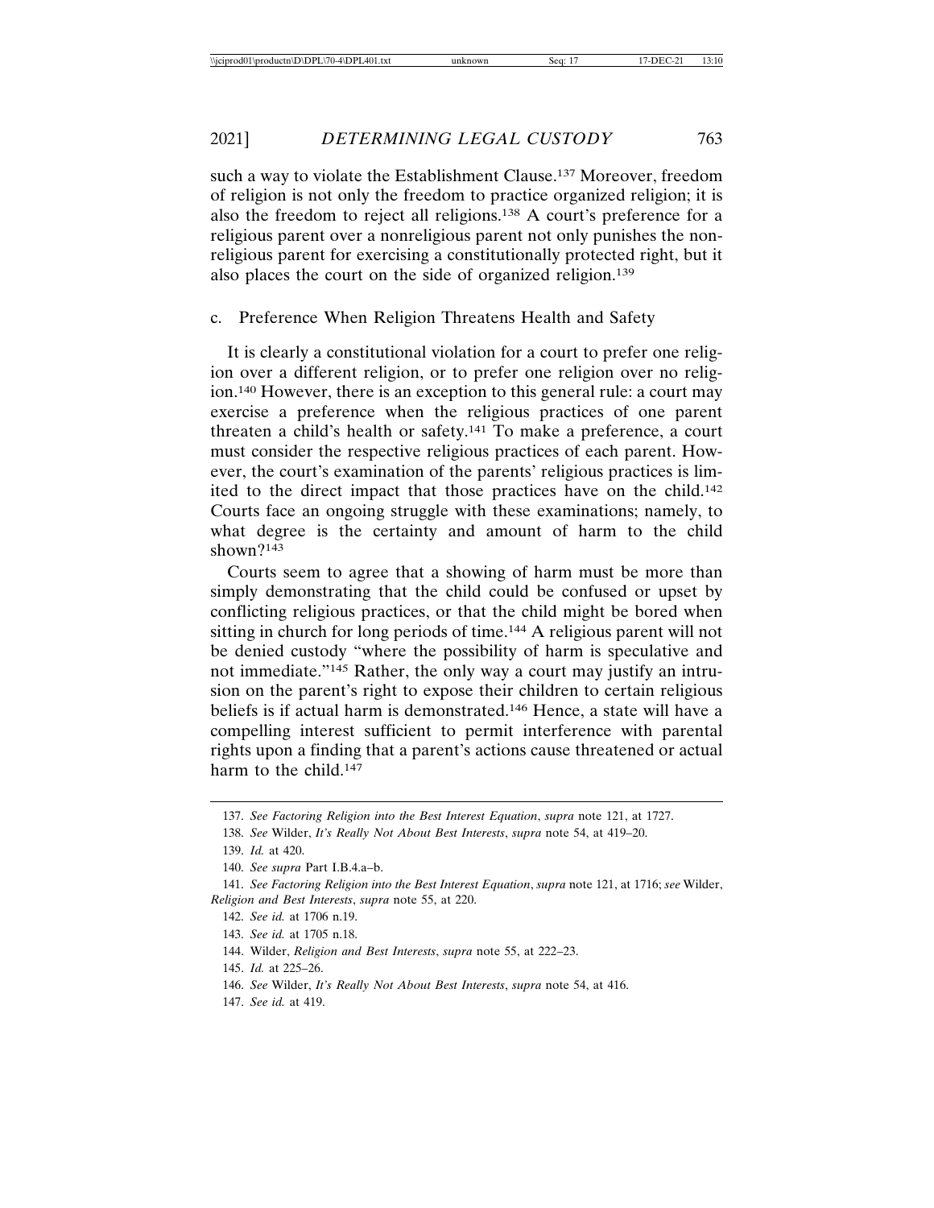such a way to violate the Establishment Clause.[137] Moreover, freedom of religion is not only the freedom to practice organized religion; it is also the freedom to reject all religions.[138] A court's preference for a religious parent over a nonreligious parent not only punishes the nonreligious parent for exercising a constitutionally protected right, but it also places the court on the side of organized religion.[139]

### c. Preference When Religion Threatens Health and Safety

It is clearly a constitutional violation for a court to prefer one religion over a different religion, or to prefer one religion over no religion.[140] However, there is an exception to this general rule: a court may exercise a preference when the religious practices of one parent threaten a child's health or safety.[141] To make a preference, a court must consider the respective religious practices of each parent. However, the court's examination of the parents' religious practices is limited to the direct impact that those practices have on the child.[142] Courts face an ongoing struggle with these examinations; namely, to what degree is the certainty and amount of harm to the child shown?[143]

Courts seem to agree that a showing of harm must be more than simply demonstrating that the child could be confused or upset by conflicting religious practices, or that the child might be bored when sitting in church for long periods of time.[144] A religious parent will not be denied custody "where the possibility of harm is speculative and not immediate."[145] Rather, the only way a court may justify an intrusion on the parent's right to expose their children to certain religious beliefs is if actual harm is demonstrated.[146] Hence, a state will have a compelling interest sufficient to permit interference with parental rights upon a finding that a parent's actions cause threatened or actual harm to the child.[147]

---

137. *See Factoring Religion into the Best Interest Equation*, *supra* note 121, at 1727.

138. *See* Wilder, *It's Really Not About Best Interests*, *supra* note 54, at 419–20.

139. *Id.* at 420.

140. *See supra* Part I.B.4.a–b.

141. *See Factoring Religion into the Best Interest Equation*, *supra* note 121, at 1716; *see* Wilder, *Religion and Best Interests*, *supra* note 55, at 220.

142. *See id.* at 1706 n.19.

143. *See id.* at 1705 n.18.

144. Wilder, *Religion and Best Interests*, *supra* note 55, at 222–23.

145. *Id.* at 225–26.

146. *See* Wilder, *It's Really Not About Best Interests*, *supra* note 54, at 416.

147. *See id.* at 419.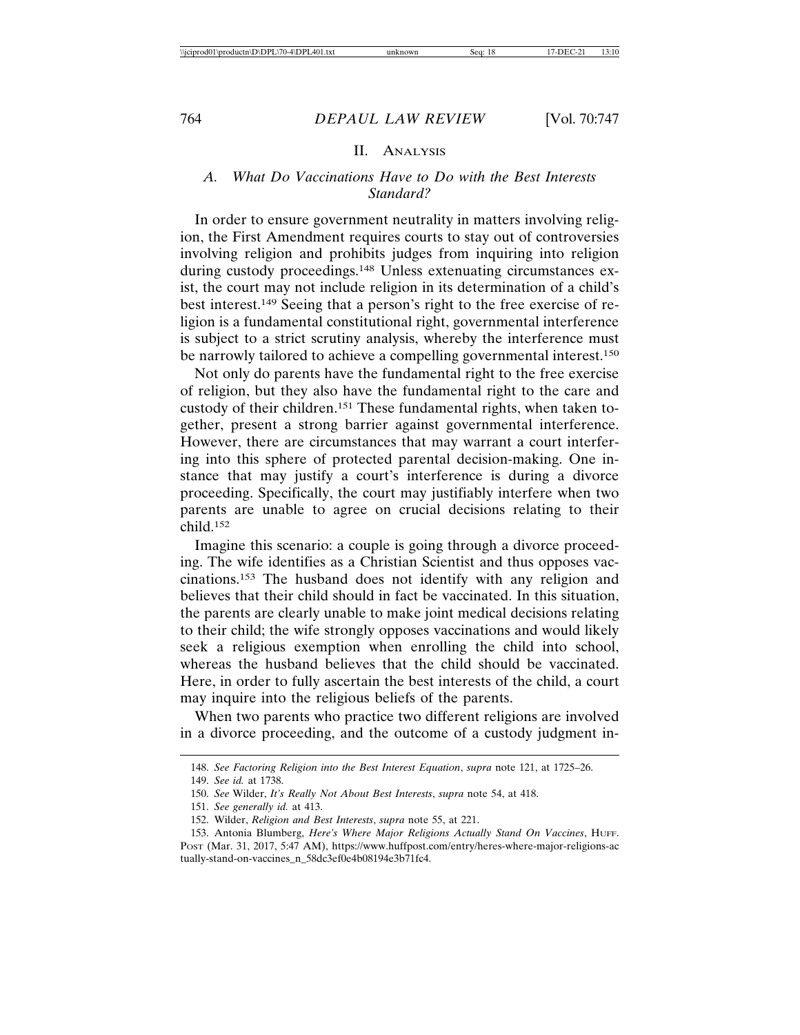## II. Analysis

### A. *What Do Vaccinations Have to Do with the Best Interests Standard?*

In order to ensure government neutrality in matters involving religion, the First Amendment requires courts to stay out of controversies involving religion and prohibits judges from inquiring into religion during custody proceedings.[148] Unless extenuating circumstances exist, the court may not include religion in its determination of a child's best interest.[149] Seeing that a person's right to the free exercise of religion is a fundamental constitutional right, governmental interference is subject to a strict scrutiny analysis, whereby the interference must be narrowly tailored to achieve a compelling governmental interest.[150]

Not only do parents have the fundamental right to the free exercise of religion, but they also have the fundamental right to the care and custody of their children.[151] These fundamental rights, when taken together, present a strong barrier against governmental interference. However, there are circumstances that may warrant a court interfering into this sphere of protected parental decision-making. One instance that may justify a court's interference is during a divorce proceeding. Specifically, the court may justifiably interfere when two parents are unable to agree on crucial decisions relating to their child.[152]

Imagine this scenario: a couple is going through a divorce proceeding. The wife identifies as a Christian Scientist and thus opposes vaccinations.[153] The husband does not identify with any religion and believes that their child should in fact be vaccinated. In this situation, the parents are clearly unable to make joint medical decisions relating to their child; the wife strongly opposes vaccinations and would likely seek a religious exemption when enrolling the child into school, whereas the husband believes that the child should be vaccinated. Here, in order to fully ascertain the best interests of the child, a court may inquire into the religious beliefs of the parents.

When two parents who practice two different religions are involved in a divorce proceeding, and the outcome of a custody judgment in-

---

148. *See Factoring Religion into the Best Interest Equation*, *supra* note 121, at 1725–26.

149. *See id.* at 1738.

150. *See* Wilder, *It's Really Not About Best Interests*, *supra* note 54, at 418.

151. *See generally id.* at 413.

152. Wilder, *Religion and Best Interests*, *supra* note 55, at 221.

153. Antonia Blumberg, *Here's Where Major Religions Actually Stand On Vaccines*, HUFF. POST (Mar. 31, 2017, 5:47 AM), https://www.huffpost.com/entry/heres-where-major-religions-actually-stand-on-vaccines_n_58dc3ef0e4b08194e3b71fc4.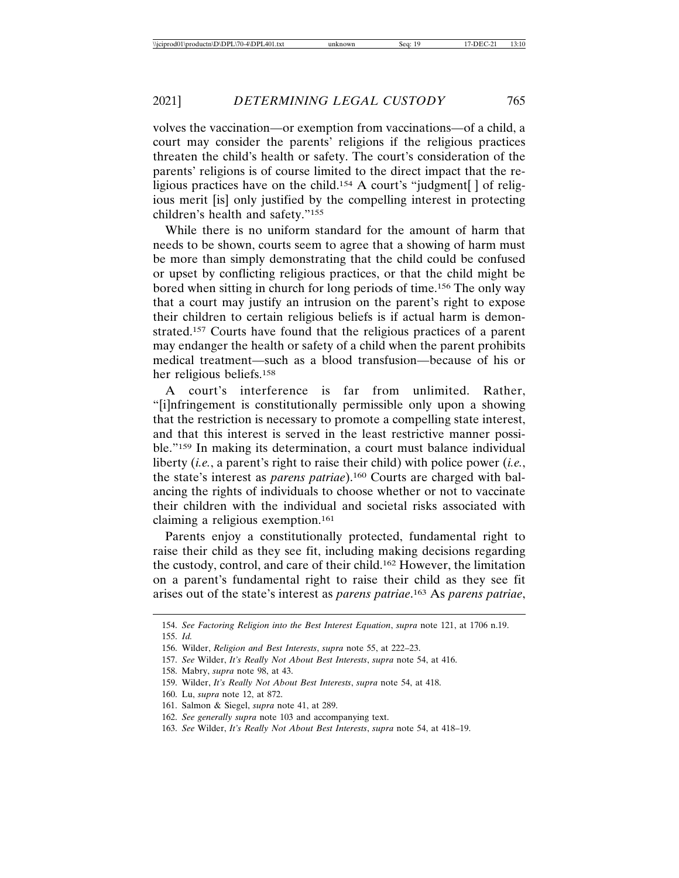volves the vaccination—or exemption from vaccinations—of a child, a court may consider the parents' religions if the religious practices threaten the child's health or safety. The court's consideration of the parents' religions is of course limited to the direct impact that the religious practices have on the child.[154] A court's "judgment[ ] of religious merit [is] only justified by the compelling interest in protecting children's health and safety."[155]

While there is no uniform standard for the amount of harm that needs to be shown, courts seem to agree that a showing of harm must be more than simply demonstrating that the child could be confused or upset by conflicting religious practices, or that the child might be bored when sitting in church for long periods of time.[156] The only way that a court may justify an intrusion on the parent's right to expose their children to certain religious beliefs is if actual harm is demonstrated.[157] Courts have found that the religious practices of a parent may endanger the health or safety of a child when the parent prohibits medical treatment—such as a blood transfusion—because of his or her religious beliefs.[158]

A court's interference is far from unlimited. Rather, "[i]nfringement is constitutionally permissible only upon a showing that the restriction is necessary to promote a compelling state interest, and that this interest is served in the least restrictive manner possible."[159] In making its determination, a court must balance individual liberty (*i.e.*, a parent's right to raise their child) with police power (*i.e.*, the state's interest as *parens patriae*).[160] Courts are charged with balancing the rights of individuals to choose whether or not to vaccinate their children with the individual and societal risks associated with claiming a religious exemption.[161]

Parents enjoy a constitutionally protected, fundamental right to raise their child as they see fit, including making decisions regarding the custody, control, and care of their child.[162] However, the limitation on a parent's fundamental right to raise their child as they see fit arises out of the state's interest as *parens patriae*.[163] As *parens patriae*,

154. *See Factoring Religion into the Best Interest Equation*, *supra* note 121, at 1706 n.19.

155. *Id.*

156. Wilder, *Religion and Best Interests*, *supra* note 55, at 222–23.

157. *See* Wilder, *It's Really Not About Best Interests*, *supra* note 54, at 416.

158. Mabry, *supra* note 98, at 43.

159. Wilder, *It's Really Not About Best Interests*, *supra* note 54, at 418.

160. Lu, *supra* note 12, at 872.

161. Salmon & Siegel, *supra* note 41, at 289.

162. *See generally supra* note 103 and accompanying text.

163. *See* Wilder, *It's Really Not About Best Interests*, *supra* note 54, at 418–19.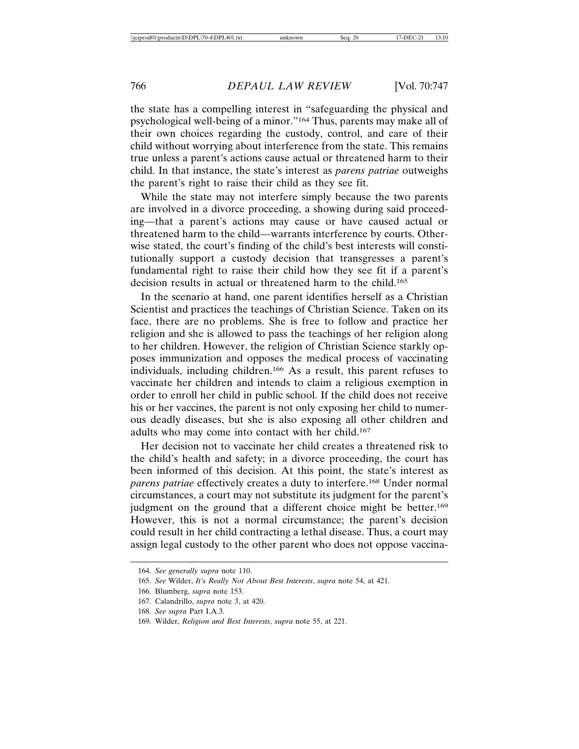the state has a compelling interest in "safeguarding the physical and psychological well-being of a minor."[164] Thus, parents may make all of their own choices regarding the custody, control, and care of their child without worrying about interference from the state. This remains true unless a parent's actions cause actual or threatened harm to their child. In that instance, the state's interest as *parens patriae* outweighs the parent's right to raise their child as they see fit.

While the state may not interfere simply because the two parents are involved in a divorce proceeding, a showing during said proceeding—that a parent's actions may cause or have caused actual or threatened harm to the child—warrants interference by courts. Otherwise stated, the court's finding of the child's best interests will constitutionally support a custody decision that transgresses a parent's fundamental right to raise their child how they see fit if a parent's decision results in actual or threatened harm to the child.[165]

In the scenario at hand, one parent identifies herself as a Christian Scientist and practices the teachings of Christian Science. Taken on its face, there are no problems. She is free to follow and practice her religion and she is allowed to pass the teachings of her religion along to her children. However, the religion of Christian Science starkly opposes immunization and opposes the medical process of vaccinating individuals, including children.[166] As a result, this parent refuses to vaccinate her children and intends to claim a religious exemption in order to enroll her child in public school. If the child does not receive his or her vaccines, the parent is not only exposing her child to numerous deadly diseases, but she is also exposing all other children and adults who may come into contact with her child.[167]

Her decision not to vaccinate her child creates a threatened risk to the child's health and safety; in a divorce proceeding, the court has been informed of this decision. At this point, the state's interest as *parens patriae* effectively creates a duty to interfere.[168] Under normal circumstances, a court may not substitute its judgment for the parent's judgment on the ground that a different choice might be better.[169] However, this is not a normal circumstance; the parent's decision could result in her child contracting a lethal disease. Thus, a court may assign legal custody to the other parent who does not oppose vaccina-

164. *See generally supra* note 110.

165. *See* Wilder, *It's Really Not About Best Interests*, *supra* note 54, at 421.

166. Blumberg, *supra* note 153.

167. Calandrillo, *supra* note 3, at 420.

168. *See supra* Part I.A.3.

169. Wilder, *Religion and Best Interests*, *supra* note 55, at 221.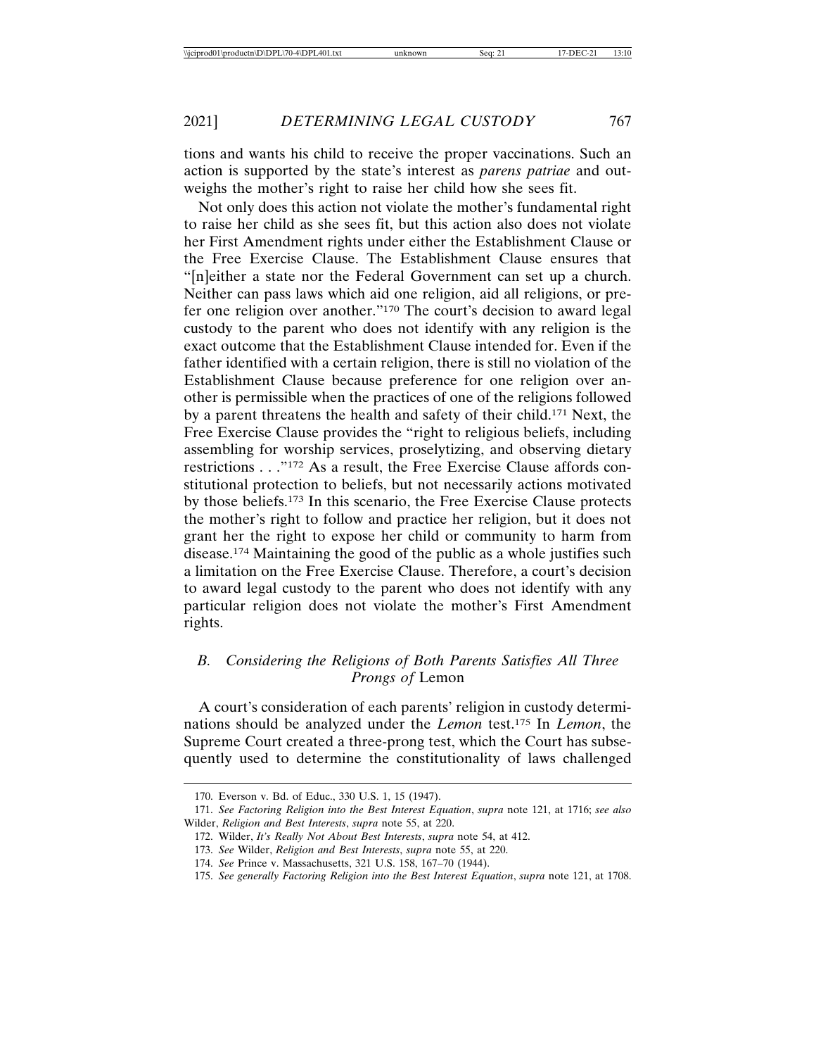tions and wants his child to receive the proper vaccinations. Such an action is supported by the state's interest as *parens patriae* and outweighs the mother's right to raise her child how she sees fit.

Not only does this action not violate the mother's fundamental right to raise her child as she sees fit, but this action also does not violate her First Amendment rights under either the Establishment Clause or the Free Exercise Clause. The Establishment Clause ensures that "[n]either a state nor the Federal Government can set up a church. Neither can pass laws which aid one religion, aid all religions, or prefer one religion over another."[170] The court's decision to award legal custody to the parent who does not identify with any religion is the exact outcome that the Establishment Clause intended for. Even if the father identified with a certain religion, there is still no violation of the Establishment Clause because preference for one religion over another is permissible when the practices of one of the religions followed by a parent threatens the health and safety of their child.[171] Next, the Free Exercise Clause provides the "right to religious beliefs, including assembling for worship services, proselytizing, and observing dietary restrictions . . ."[172] As a result, the Free Exercise Clause affords constitutional protection to beliefs, but not necessarily actions motivated by those beliefs.[173] In this scenario, the Free Exercise Clause protects the mother's right to follow and practice her religion, but it does not grant her the right to expose her child or community to harm from disease.[174] Maintaining the good of the public as a whole justifies such a limitation on the Free Exercise Clause. Therefore, a court's decision to award legal custody to the parent who does not identify with any particular religion does not violate the mother's First Amendment rights.

### *B. Considering the Religions of Both Parents Satisfies All Three Prongs of* Lemon

A court's consideration of each parents' religion in custody determinations should be analyzed under the *Lemon* test.[175] In *Lemon*, the Supreme Court created a three-prong test, which the Court has subsequently used to determine the constitutionality of laws challenged

170. Everson v. Bd. of Educ., 330 U.S. 1, 15 (1947).

171. *See Factoring Religion into the Best Interest Equation*, *supra* note 121, at 1716; *see also* Wilder, *Religion and Best Interests*, *supra* note 55, at 220.

172. Wilder, *It's Really Not About Best Interests*, *supra* note 54, at 412.

173. *See* Wilder, *Religion and Best Interests*, *supra* note 55, at 220.

174. *See* Prince v. Massachusetts, 321 U.S. 158, 167–70 (1944).

175. *See generally Factoring Religion into the Best Interest Equation*, *supra* note 121, at 1708.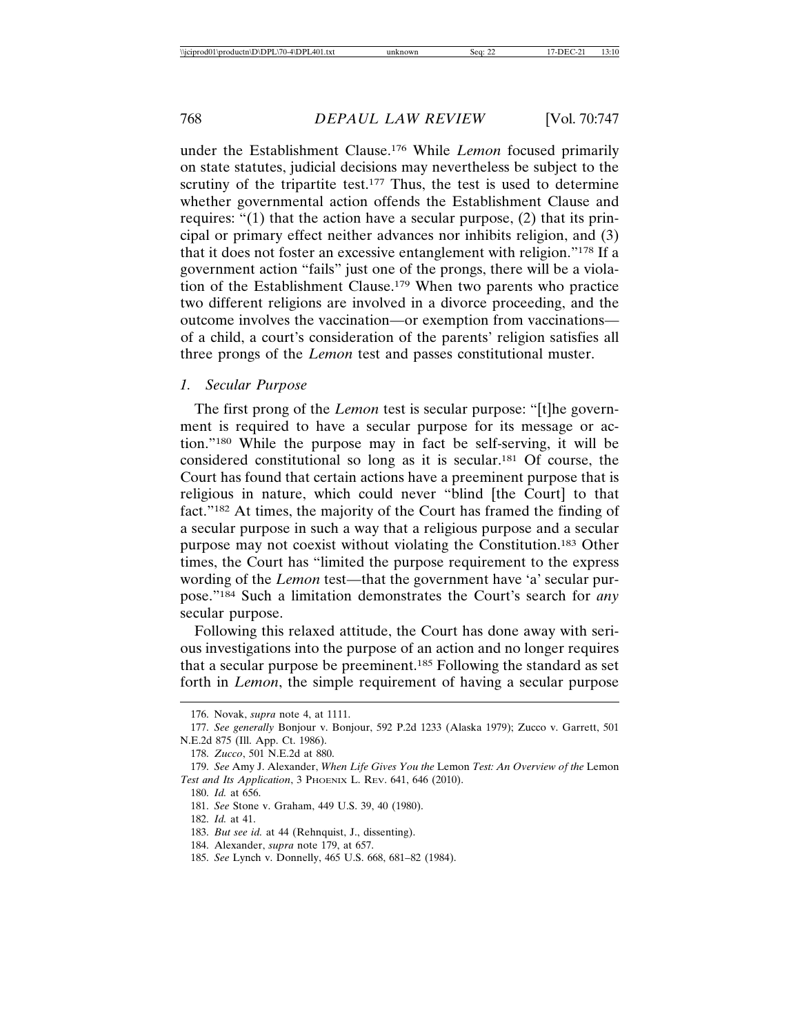under the Establishment Clause.[176] While *Lemon* focused primarily on state statutes, judicial decisions may nevertheless be subject to the scrutiny of the tripartite test.[177] Thus, the test is used to determine whether governmental action offends the Establishment Clause and requires: "(1) that the action have a secular purpose, (2) that its principal or primary effect neither advances nor inhibits religion, and (3) that it does not foster an excessive entanglement with religion."[178] If a government action "fails" just one of the prongs, there will be a violation of the Establishment Clause.[179] When two parents who practice two different religions are involved in a divorce proceeding, and the outcome involves the vaccination—or exemption from vaccinations—of a child, a court's consideration of the parents' religion satisfies all three prongs of the *Lemon* test and passes constitutional muster.

### *1. Secular Purpose*

The first prong of the *Lemon* test is secular purpose: "[t]he government is required to have a secular purpose for its message or action."[180] While the purpose may in fact be self-serving, it will be considered constitutional so long as it is secular.[181] Of course, the Court has found that certain actions have a preeminent purpose that is religious in nature, which could never "blind [the Court] to that fact."[182] At times, the majority of the Court has framed the finding of a secular purpose in such a way that a religious purpose and a secular purpose may not coexist without violating the Constitution.[183] Other times, the Court has "limited the purpose requirement to the express wording of the *Lemon* test—that the government have 'a' secular purpose."[184] Such a limitation demonstrates the Court's search for *any* secular purpose.

Following this relaxed attitude, the Court has done away with serious investigations into the purpose of an action and no longer requires that a secular purpose be preeminent.[185] Following the standard as set forth in *Lemon*, the simple requirement of having a secular purpose

---

176. Novak, *supra* note 4, at 1111.

177. *See generally* Bonjour v. Bonjour, 592 P.2d 1233 (Alaska 1979); Zucco v. Garrett, 501 N.E.2d 875 (Ill. App. Ct. 1986).

178. *Zucco*, 501 N.E.2d at 880.

179. *See* Amy J. Alexander, *When Life Gives You the* Lemon *Test: An Overview of the* Lemon *Test and Its Application*, 3 PHOENIX L. REV. 641, 646 (2010).

180. *Id.* at 656.

181. *See* Stone v. Graham, 449 U.S. 39, 40 (1980).

182. *Id.* at 41.

183. *But see id.* at 44 (Rehnquist, J., dissenting).

184. Alexander, *supra* note 179, at 657.

185. *See* Lynch v. Donnelly, 465 U.S. 668, 681–82 (1984).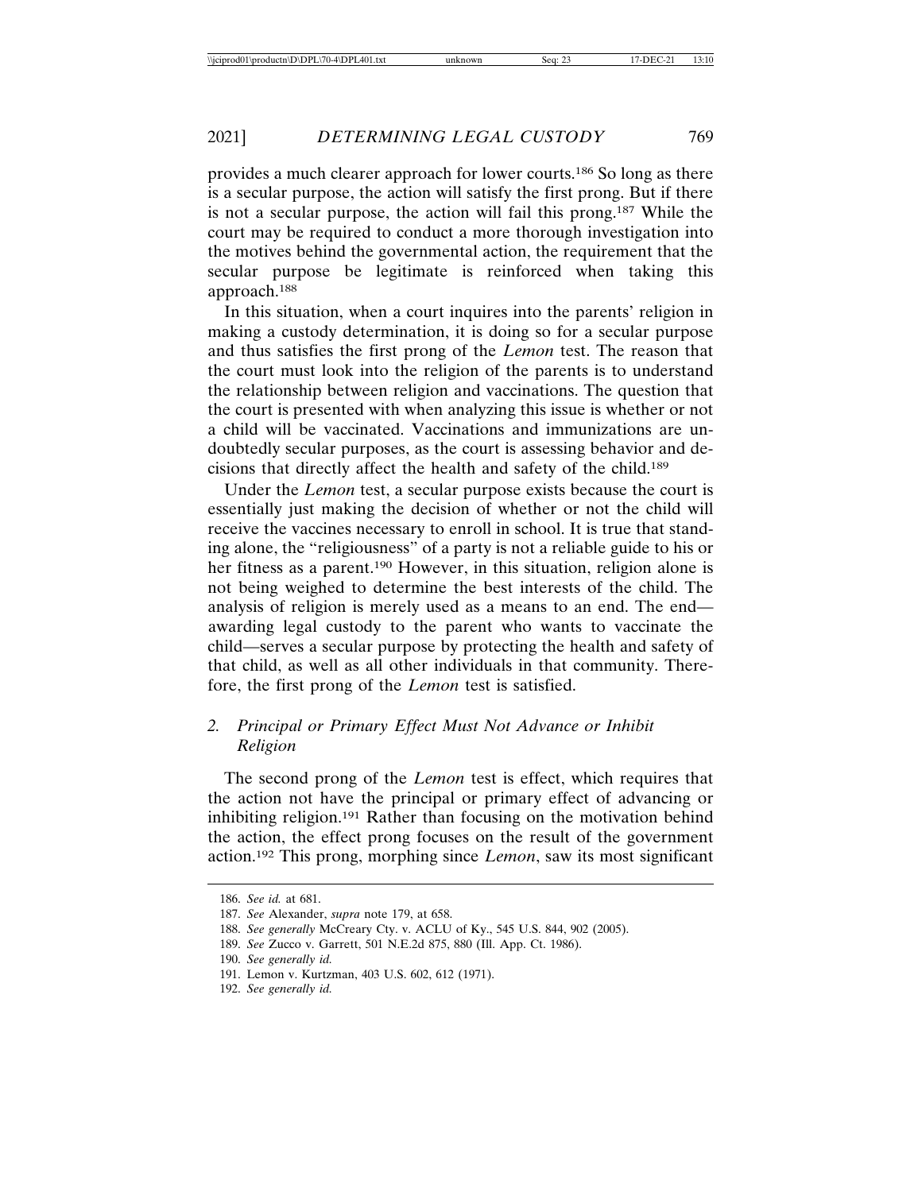provides a much clearer approach for lower courts.[186] So long as there is a secular purpose, the action will satisfy the first prong. But if there is not a secular purpose, the action will fail this prong.[187] While the court may be required to conduct a more thorough investigation into the motives behind the governmental action, the requirement that the secular purpose be legitimate is reinforced when taking this approach.[188]

In this situation, when a court inquires into the parents' religion in making a custody determination, it is doing so for a secular purpose and thus satisfies the first prong of the *Lemon* test. The reason that the court must look into the religion of the parents is to understand the relationship between religion and vaccinations. The question that the court is presented with when analyzing this issue is whether or not a child will be vaccinated. Vaccinations and immunizations are undoubtedly secular purposes, as the court is assessing behavior and decisions that directly affect the health and safety of the child.[189]

Under the *Lemon* test, a secular purpose exists because the court is essentially just making the decision of whether or not the child will receive the vaccines necessary to enroll in school. It is true that standing alone, the "religiousness" of a party is not a reliable guide to his or her fitness as a parent.[190] However, in this situation, religion alone is not being weighed to determine the best interests of the child. The analysis of religion is merely used as a means to an end. The end—awarding legal custody to the parent who wants to vaccinate the child—serves a secular purpose by protecting the health and safety of that child, as well as all other individuals in that community. Therefore, the first prong of the *Lemon* test is satisfied.

### 2. *Principal or Primary Effect Must Not Advance or Inhibit Religion*

The second prong of the *Lemon* test is effect, which requires that the action not have the principal or primary effect of advancing or inhibiting religion.[191] Rather than focusing on the motivation behind the action, the effect prong focuses on the result of the government action.[192] This prong, morphing since *Lemon*, saw its most significant

---

186. *See id.* at 681.

187. *See* Alexander, *supra* note 179, at 658.

188. *See generally* McCreary Cty. v. ACLU of Ky., 545 U.S. 844, 902 (2005).

189. *See* Zucco v. Garrett, 501 N.E.2d 875, 880 (Ill. App. Ct. 1986).

190. *See generally id.*

191. Lemon v. Kurtzman, 403 U.S. 602, 612 (1971).

192. *See generally id.*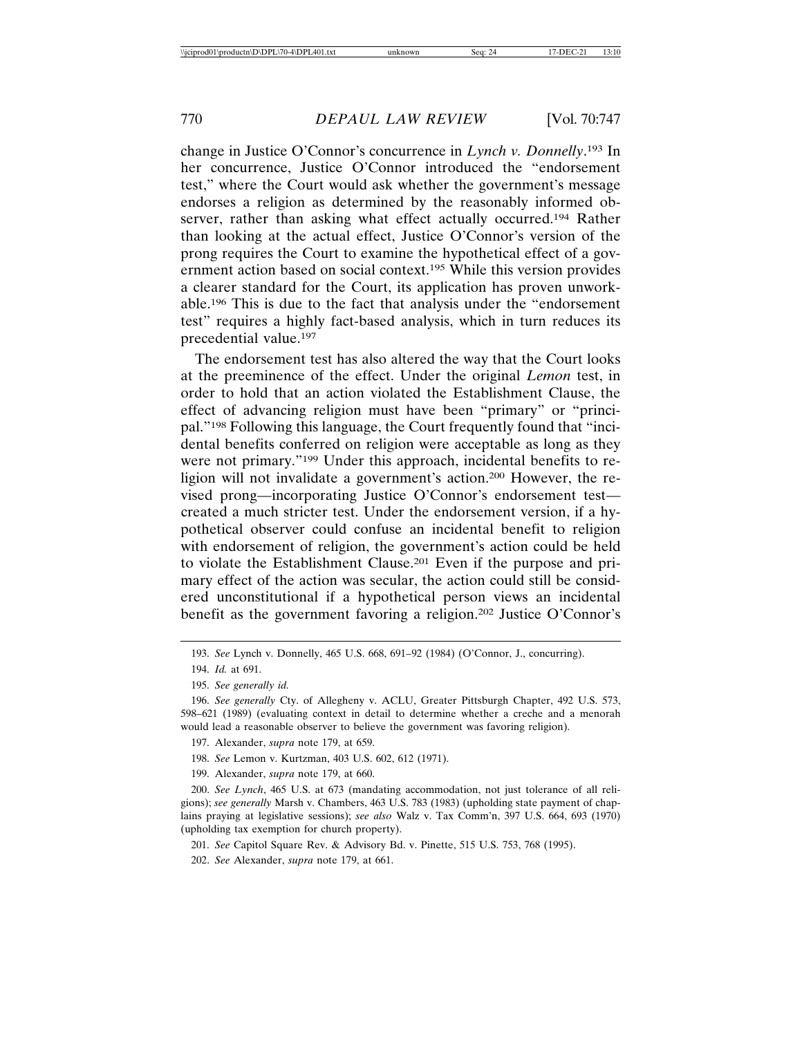change in Justice O'Connor's concurrence in *Lynch v. Donnelly*.[193] In her concurrence, Justice O'Connor introduced the "endorsement test," where the Court would ask whether the government's message endorses a religion as determined by the reasonably informed observer, rather than asking what effect actually occurred.[194] Rather than looking at the actual effect, Justice O'Connor's version of the prong requires the Court to examine the hypothetical effect of a government action based on social context.[195] While this version provides a clearer standard for the Court, its application has proven unworkable.[196] This is due to the fact that analysis under the "endorsement test" requires a highly fact-based analysis, which in turn reduces its precedential value.[197]

The endorsement test has also altered the way that the Court looks at the preeminence of the effect. Under the original *Lemon* test, in order to hold that an action violated the Establishment Clause, the effect of advancing religion must have been "primary" or "principal."[198] Following this language, the Court frequently found that "incidental benefits conferred on religion were acceptable as long as they were not primary."[199] Under this approach, incidental benefits to religion will not invalidate a government's action.[200] However, the revised prong—incorporating Justice O'Connor's endorsement test—created a much stricter test. Under the endorsement version, if a hypothetical observer could confuse an incidental benefit to religion with endorsement of religion, the government's action could be held to violate the Establishment Clause.[201] Even if the purpose and primary effect of the action was secular, the action could still be considered unconstitutional if a hypothetical person views an incidental benefit as the government favoring a religion.[202] Justice O'Connor's

---

193. *See* Lynch v. Donnelly, 465 U.S. 668, 691–92 (1984) (O'Connor, J., concurring).

194. *Id.* at 691.

195. *See generally id.*

196. *See generally* Cty. of Allegheny v. ACLU, Greater Pittsburgh Chapter, 492 U.S. 573, 598–621 (1989) (evaluating context in detail to determine whether a creche and a menorah would lead a reasonable observer to believe the government was favoring religion).

197. Alexander, *supra* note 179, at 659.

198. *See* Lemon v. Kurtzman, 403 U.S. 602, 612 (1971).

199. Alexander, *supra* note 179, at 660.

200. *See Lynch*, 465 U.S. at 673 (mandating accommodation, not just tolerance of all religions); *see generally* Marsh v. Chambers, 463 U.S. 783 (1983) (upholding state payment of chaplains praying at legislative sessions); *see also* Walz v. Tax Comm'n, 397 U.S. 664, 693 (1970) (upholding tax exemption for church property).

201. *See* Capitol Square Rev. & Advisory Bd. v. Pinette, 515 U.S. 753, 768 (1995).

202. *See* Alexander, *supra* note 179, at 661.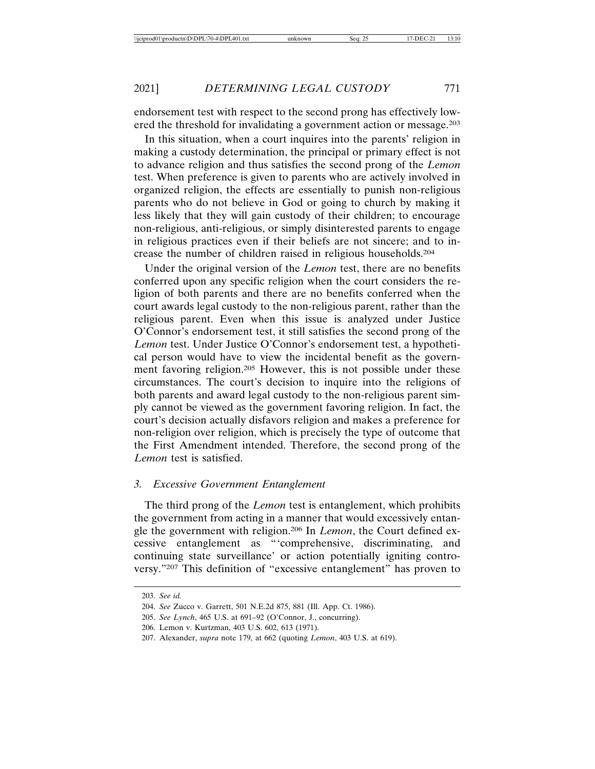endorsement test with respect to the second prong has effectively lowered the threshold for invalidating a government action or message.[203]

In this situation, when a court inquires into the parents' religion in making a custody determination, the principal or primary effect is not to advance religion and thus satisfies the second prong of the *Lemon* test. When preference is given to parents who are actively involved in organized religion, the effects are essentially to punish non-religious parents who do not believe in God or going to church by making it less likely that they will gain custody of their children; to encourage non-religious, anti-religious, or simply disinterested parents to engage in religious practices even if their beliefs are not sincere; and to increase the number of children raised in religious households.[204]

Under the original version of the *Lemon* test, there are no benefits conferred upon any specific religion when the court considers the religion of both parents and there are no benefits conferred when the court awards legal custody to the non-religious parent, rather than the religious parent. Even when this issue is analyzed under Justice O'Connor's endorsement test, it still satisfies the second prong of the *Lemon* test. Under Justice O'Connor's endorsement test, a hypothetical person would have to view the incidental benefit as the government favoring religion.[205] However, this is not possible under these circumstances. The court's decision to inquire into the religions of both parents and award legal custody to the non-religious parent simply cannot be viewed as the government favoring religion. In fact, the court's decision actually disfavors religion and makes a preference for non-religion over religion, which is precisely the type of outcome that the First Amendment intended. Therefore, the second prong of the *Lemon* test is satisfied.

### *3. Excessive Government Entanglement*

The third prong of the *Lemon* test is entanglement, which prohibits the government from acting in a manner that would excessively entangle the government with religion.[206] In *Lemon*, the Court defined excessive entanglement as "'comprehensive, discriminating, and continuing state surveillance' or action potentially igniting controversy."[207] This definition of "excessive entanglement" has proven to

---

203. *See id.*

204. *See* Zucco v. Garrett, 501 N.E.2d 875, 881 (Ill. App. Ct. 1986).

205. *See Lynch*, 465 U.S. at 691–92 (O'Connor, J., concurring).

206. Lemon v. Kurtzman, 403 U.S. 602, 613 (1971).

207. Alexander, *supra* note 179, at 662 (quoting *Lemon*, 403 U.S. at 619).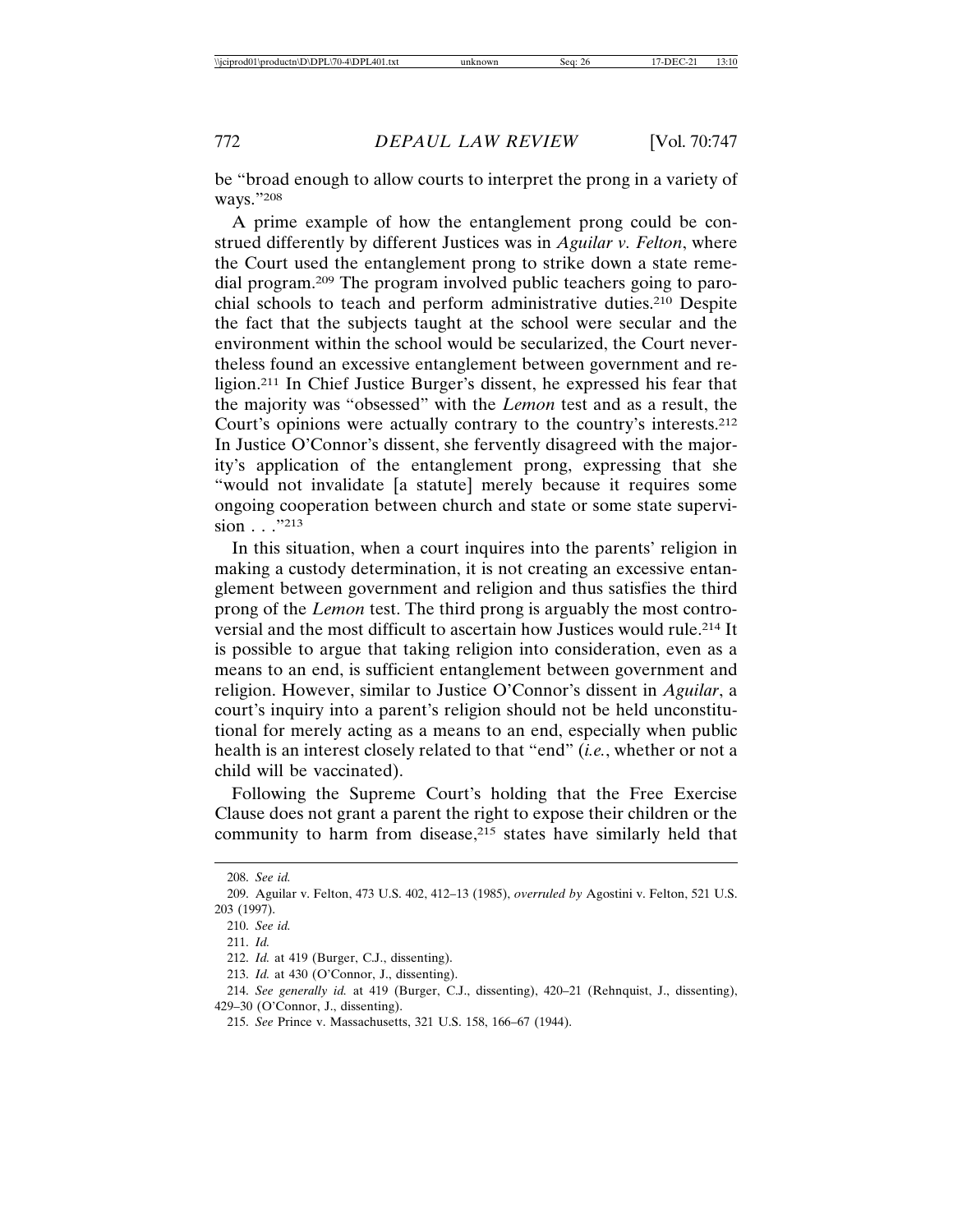be "broad enough to allow courts to interpret the prong in a variety of ways."[208]

A prime example of how the entanglement prong could be construed differently by different Justices was in *Aguilar v. Felton*, where the Court used the entanglement prong to strike down a state remedial program.[209] The program involved public teachers going to parochial schools to teach and perform administrative duties.[210] Despite the fact that the subjects taught at the school were secular and the environment within the school would be secularized, the Court nevertheless found an excessive entanglement between government and religion.[211] In Chief Justice Burger's dissent, he expressed his fear that the majority was "obsessed" with the *Lemon* test and as a result, the Court's opinions were actually contrary to the country's interests.[212] In Justice O'Connor's dissent, she fervently disagreed with the majority's application of the entanglement prong, expressing that she "would not invalidate [a statute] merely because it requires some ongoing cooperation between church and state or some state supervision . . ."[213]

In this situation, when a court inquires into the parents' religion in making a custody determination, it is not creating an excessive entanglement between government and religion and thus satisfies the third prong of the *Lemon* test. The third prong is arguably the most controversial and the most difficult to ascertain how Justices would rule.[214] It is possible to argue that taking religion into consideration, even as a means to an end, is sufficient entanglement between government and religion. However, similar to Justice O'Connor's dissent in *Aguilar*, a court's inquiry into a parent's religion should not be held unconstitutional for merely acting as a means to an end, especially when public health is an interest closely related to that "end" (*i.e.*, whether or not a child will be vaccinated).

Following the Supreme Court's holding that the Free Exercise Clause does not grant a parent the right to expose their children or the community to harm from disease,[215] states have similarly held that

---

208. *See id.*

209. Aguilar v. Felton, 473 U.S. 402, 412–13 (1985), *overruled by* Agostini v. Felton, 521 U.S. 203 (1997).

210. *See id.*

211. *Id.*

212. *Id.* at 419 (Burger, C.J., dissenting).

213. *Id.* at 430 (O'Connor, J., dissenting).

214. *See generally id.* at 419 (Burger, C.J., dissenting), 420–21 (Rehnquist, J., dissenting), 429–30 (O'Connor, J., dissenting).

215. *See* Prince v. Massachusetts, 321 U.S. 158, 166–67 (1944).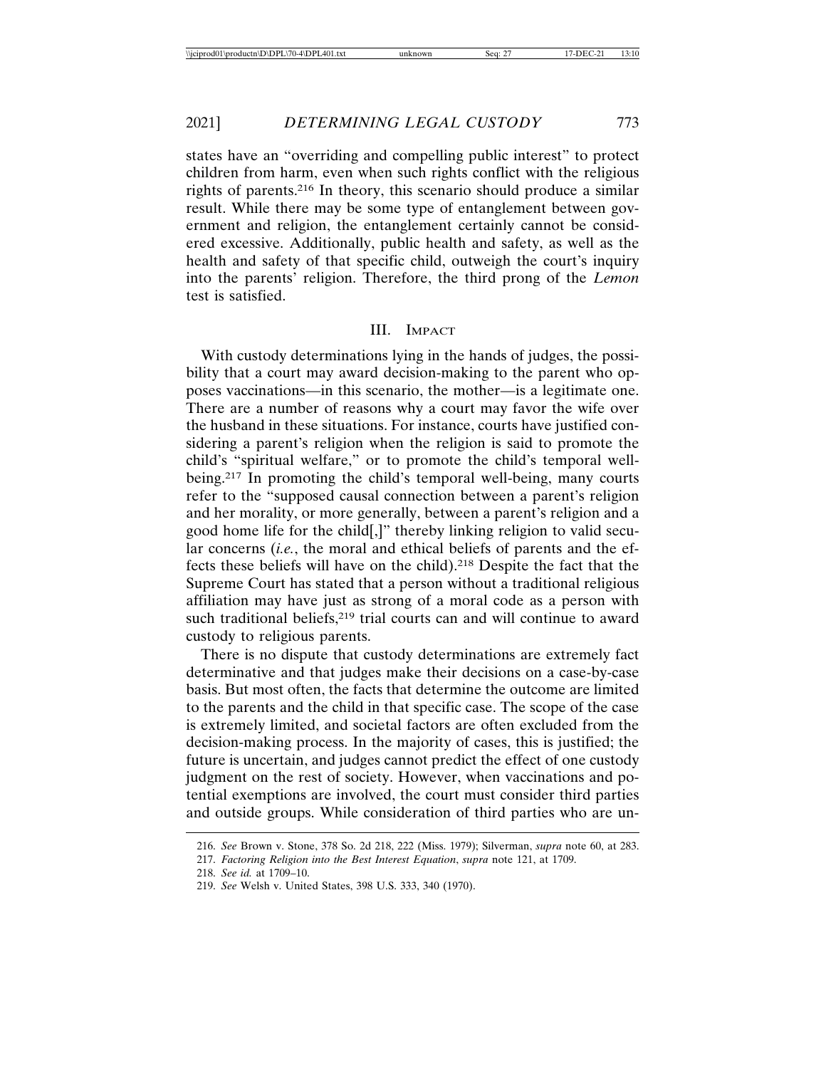states have an "overriding and compelling public interest" to protect children from harm, even when such rights conflict with the religious rights of parents.[216] In theory, this scenario should produce a similar result. While there may be some type of entanglement between government and religion, the entanglement certainly cannot be considered excessive. Additionally, public health and safety, as well as the health and safety of that specific child, outweigh the court's inquiry into the parents' religion. Therefore, the third prong of the *Lemon* test is satisfied.

## III. Impact

With custody determinations lying in the hands of judges, the possibility that a court may award decision-making to the parent who opposes vaccinations—in this scenario, the mother—is a legitimate one. There are a number of reasons why a court may favor the wife over the husband in these situations. For instance, courts have justified considering a parent's religion when the religion is said to promote the child's "spiritual welfare," or to promote the child's temporal well-being.[217] In promoting the child's temporal well-being, many courts refer to the "supposed causal connection between a parent's religion and her morality, or more generally, between a parent's religion and a good home life for the child[,]" thereby linking religion to valid secular concerns (*i.e.*, the moral and ethical beliefs of parents and the effects these beliefs will have on the child).[218] Despite the fact that the Supreme Court has stated that a person without a traditional religious affiliation may have just as strong of a moral code as a person with such traditional beliefs,[219] trial courts can and will continue to award custody to religious parents.

There is no dispute that custody determinations are extremely fact determinative and that judges make their decisions on a case-by-case basis. But most often, the facts that determine the outcome are limited to the parents and the child in that specific case. The scope of the case is extremely limited, and societal factors are often excluded from the decision-making process. In the majority of cases, this is justified; the future is uncertain, and judges cannot predict the effect of one custody judgment on the rest of society. However, when vaccinations and potential exemptions are involved, the court must consider third parties and outside groups. While consideration of third parties who are un-

---

216. *See* Brown v. Stone, 378 So. 2d 218, 222 (Miss. 1979); Silverman, *supra* note 60, at 283.

217. *Factoring Religion into the Best Interest Equation*, *supra* note 121, at 1709.

218. *See id.* at 1709–10.

219. *See* Welsh v. United States, 398 U.S. 333, 340 (1970).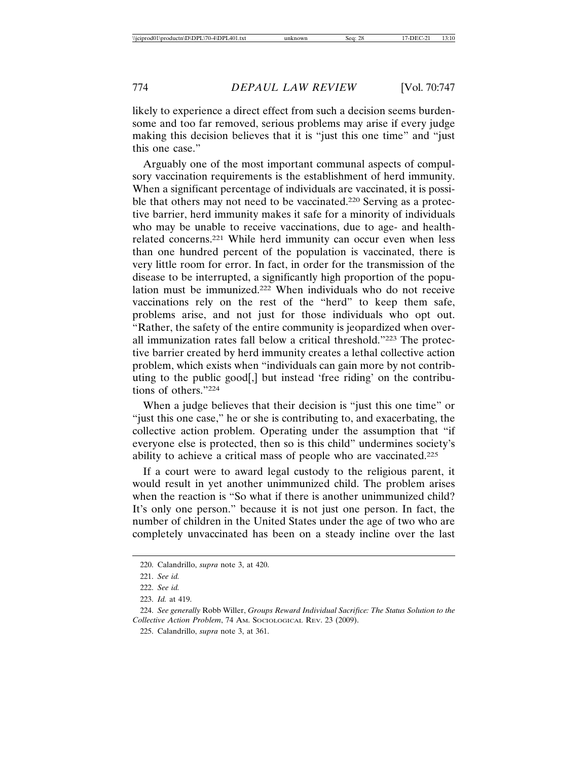likely to experience a direct effect from such a decision seems burdensome and too far removed, serious problems may arise if every judge making this decision believes that it is "just this one time" and "just this one case."

Arguably one of the most important communal aspects of compulsory vaccination requirements is the establishment of herd immunity. When a significant percentage of individuals are vaccinated, it is possible that others may not need to be vaccinated.[220] Serving as a protective barrier, herd immunity makes it safe for a minority of individuals who may be unable to receive vaccinations, due to age- and health-related concerns.[221] While herd immunity can occur even when less than one hundred percent of the population is vaccinated, there is very little room for error. In fact, in order for the transmission of the disease to be interrupted, a significantly high proportion of the population must be immunized.[222] When individuals who do not receive vaccinations rely on the rest of the "herd" to keep them safe, problems arise, and not just for those individuals who opt out. "Rather, the safety of the entire community is jeopardized when overall immunization rates fall below a critical threshold."[223] The protective barrier created by herd immunity creates a lethal collective action problem, which exists when "individuals can gain more by not contributing to the public good[,] but instead 'free riding' on the contributions of others."[224]

When a judge believes that their decision is "just this one time" or "just this one case," he or she is contributing to, and exacerbating, the collective action problem. Operating under the assumption that "if everyone else is protected, then so is this child" undermines society's ability to achieve a critical mass of people who are vaccinated.[225]

If a court were to award legal custody to the religious parent, it would result in yet another unimmunized child. The problem arises when the reaction is "So what if there is another unimmunized child? It's only one person." because it is not just one person. In fact, the number of children in the United States under the age of two who are completely unvaccinated has been on a steady incline over the last

---

220. Calandrillo, *supra* note 3, at 420.

221. *See id.*

222. *See id.*

223. *Id.* at 419.

224. *See generally* Robb Willer, *Groups Reward Individual Sacrifice: The Status Solution to the Collective Action Problem*, 74 AM. SOCIOLOGICAL REV. 23 (2009).

225. Calandrillo, *supra* note 3, at 361.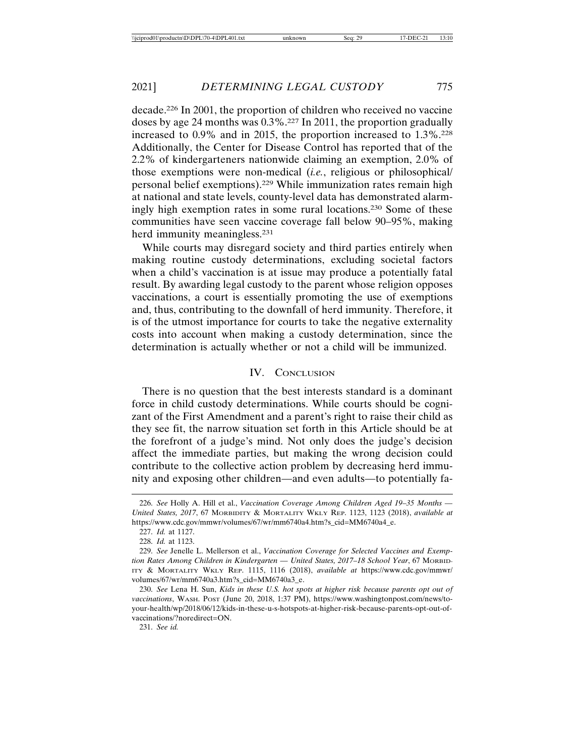decade.[226] In 2001, the proportion of children who received no vaccine doses by age 24 months was 0.3%.[227] In 2011, the proportion gradually increased to 0.9% and in 2015, the proportion increased to 1.3%.[228] Additionally, the Center for Disease Control has reported that of the 2.2% of kindergarteners nationwide claiming an exemption, 2.0% of those exemptions were non-medical (*i.e.*, religious or philosophical/ personal belief exemptions).[229] While immunization rates remain high at national and state levels, county-level data has demonstrated alarmingly high exemption rates in some rural locations.[230] Some of these communities have seen vaccine coverage fall below 90–95%, making herd immunity meaningless.[231]

While courts may disregard society and third parties entirely when making routine custody determinations, excluding societal factors when a child's vaccination is at issue may produce a potentially fatal result. By awarding legal custody to the parent whose religion opposes vaccinations, a court is essentially promoting the use of exemptions and, thus, contributing to the downfall of herd immunity. Therefore, it is of the utmost importance for courts to take the negative externality costs into account when making a custody determination, since the determination is actually whether or not a child will be immunized.

## IV. Conclusion

There is no question that the best interests standard is a dominant force in child custody determinations. While courts should be cognizant of the First Amendment and a parent's right to raise their child as they see fit, the narrow situation set forth in this Article should be at the forefront of a judge's mind. Not only does the judge's decision affect the immediate parties, but making the wrong decision could contribute to the collective action problem by decreasing herd immunity and exposing other children—and even adults—to potentially fa-

---

226. *See* Holly A. Hill et al., *Vaccination Coverage Among Children Aged 19–35 Months — United States, 2017*, 67 Morbidity & Mortality Wkly Rep. 1123, 1123 (2018), *available at* https://www.cdc.gov/mmwr/volumes/67/wr/mm6740a4.htm?s_cid=MM6740a4_e.

227. *Id.* at 1127.

228. *Id.* at 1123.

229. *See* Jenelle L. Mellerson et al., *Vaccination Coverage for Selected Vaccines and Exemption Rates Among Children in Kindergarten — United States, 2017–18 School Year*, 67 Morbidity & Mortality Wkly Rep. 1115, 1116 (2018), *available at* https://www.cdc.gov/mmwr/volumes/67/wr/mm6740a3.htm?s_cid=MM6740a3_e.

230. *See* Lena H. Sun, *Kids in these U.S. hot spots at higher risk because parents opt out of vaccinations*, Wash. Post (June 20, 2018, 1:37 PM), https://www.washingtonpost.com/news/to-your-health/wp/2018/06/12/kids-in-these-u-s-hotspots-at-higher-risk-because-parents-opt-out-of-vaccinations/?noredirect=ON.

231. *See id.*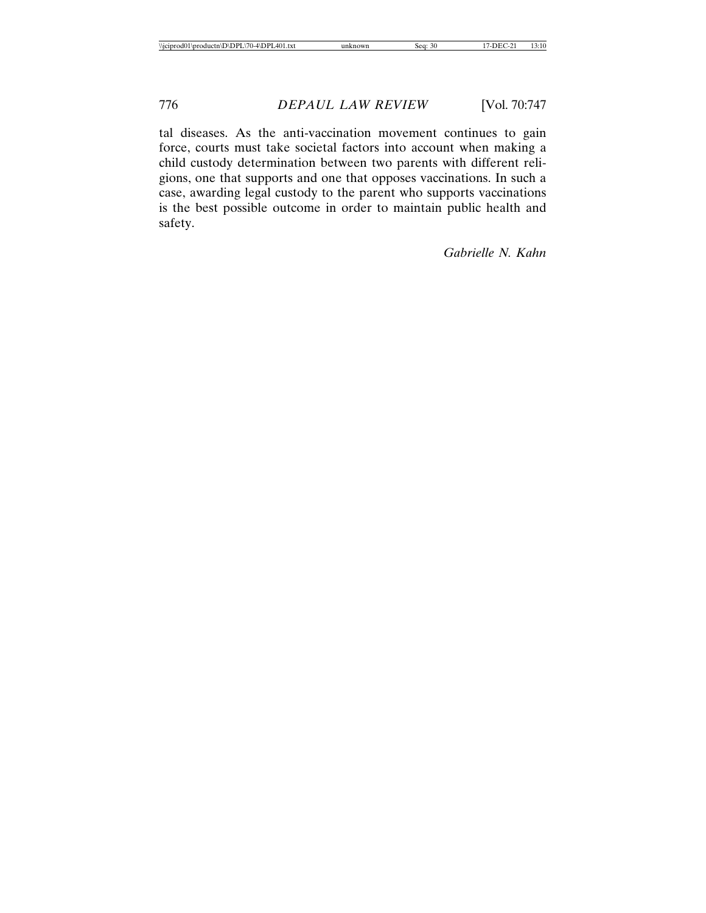tal diseases. As the anti-vaccination movement continues to gain force, courts must take societal factors into account when making a child custody determination between two parents with different religions, one that supports and one that opposes vaccinations. In such a case, awarding legal custody to the parent who supports vaccinations is the best possible outcome in order to maintain public health and safety.

*Gabrielle N. Kahn*